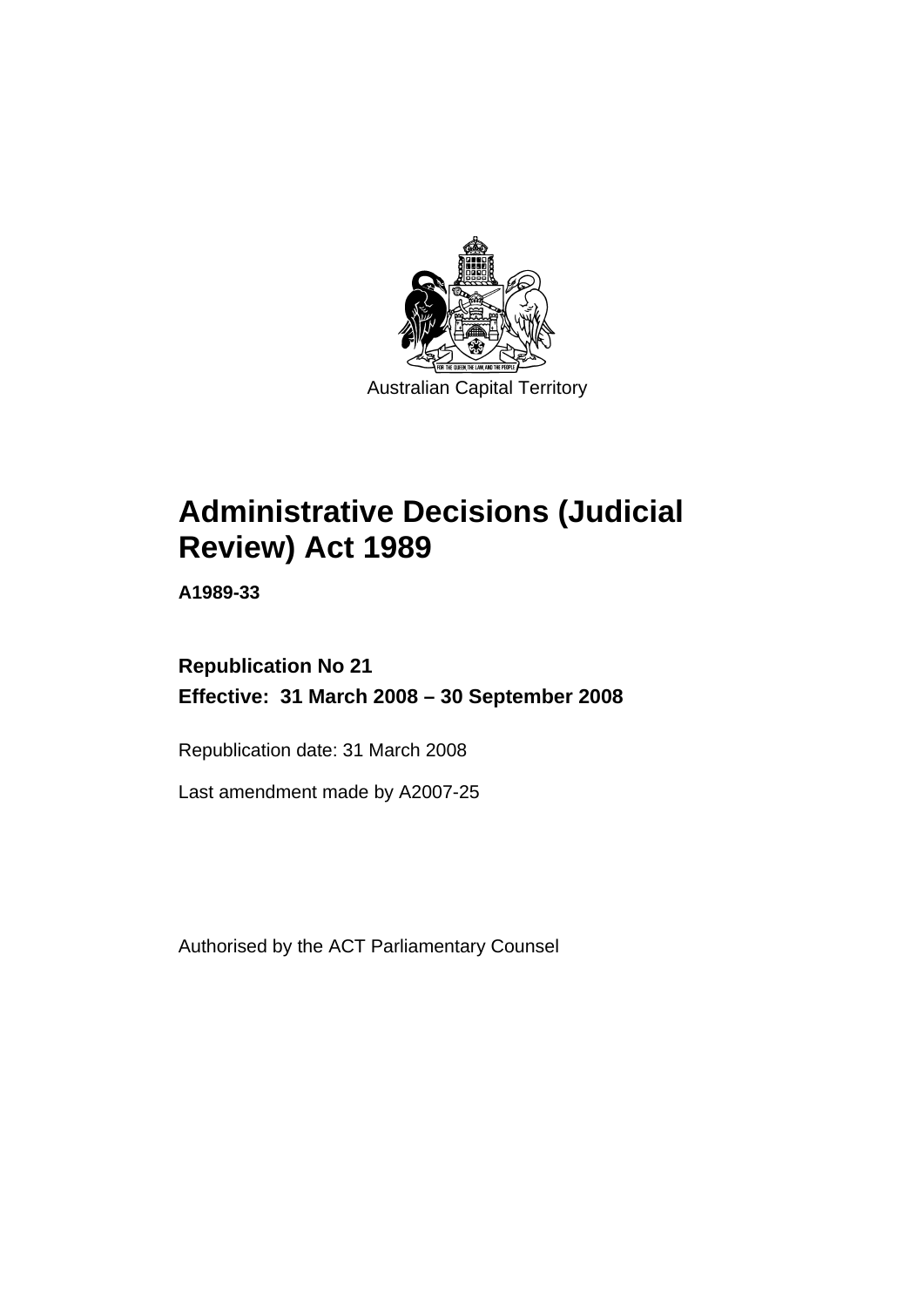Australian Capital Territory

# Administrative Decisions (Judicial Review) Act 1989

**A1989-33**

**Republication No 21**

**Effective: 31 March 2008 – 30 September 2008**

Republication date: 31 March 2008

Last amendment made by A2007-25

Authorised by the ACT Parliamentary Counsel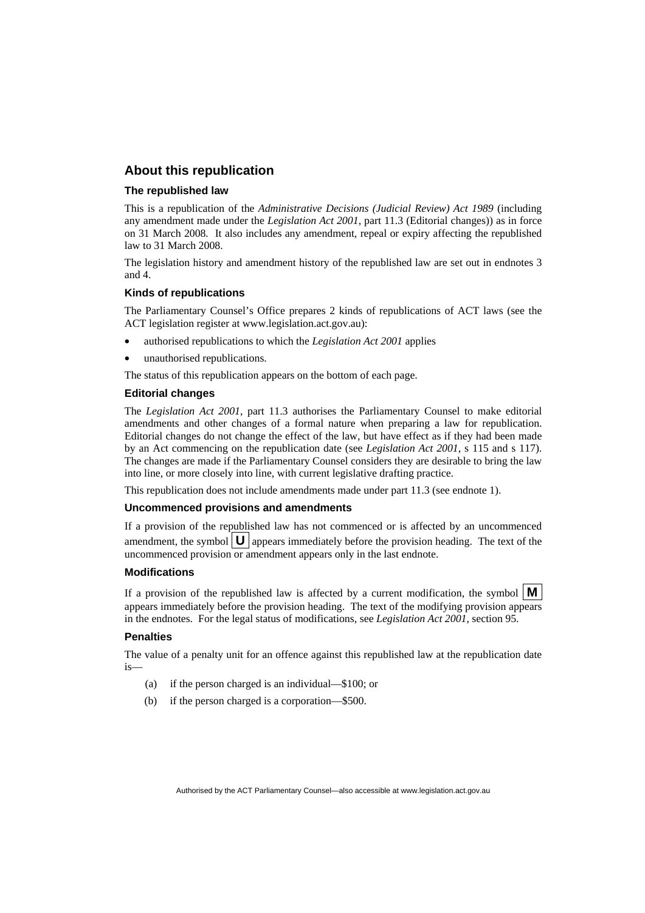## About this republication

### The republished law

This is a republication of the *Administrative Decisions (Judicial Review) Act 1989* (including any amendment made under the *Legislation Act 2001*, part 11.3 (Editorial changes)) as in force on 31 March 2008*.* It also includes any amendment, repeal or expiry affecting the republished law to 31 March 2008.

The legislation history and amendment history of the republished law are set out in endnotes 3 and 4.

### Kinds of republications

The Parliamentary Counsel's Office prepares 2 kinds of republications of ACT laws (see the ACT legislation register at www.legislation.act.gov.au):

- authorised republications to which the *Legislation Act 2001* applies
- unauthorised republications.

The status of this republication appears on the bottom of each page.

### Editorial changes

The *Legislation Act 2001*, part 11.3 authorises the Parliamentary Counsel to make editorial amendments and other changes of a formal nature when preparing a law for republication. Editorial changes do not change the effect of the law, but have effect as if they had been made by an Act commencing on the republication date (see *Legislation Act 2001*, s 115 and s 117). The changes are made if the Parliamentary Counsel considers they are desirable to bring the law into line, or more closely into line, with current legislative drafting practice.

This republication does not include amendments made under part 11.3 (see endnote 1).

### Uncommenced provisions and amendments

If a provision of the republished law has not commenced or is affected by an uncommenced amendment, the symbol **U** appears immediately before the provision heading. The text of the uncommenced provision or amendment appears only in the last endnote.

### Modifications

If a provision of the republished law is affected by a current modification, the symbol **M** appears immediately before the provision heading. The text of the modifying provision appears in the endnotes. For the legal status of modifications, see *Legislation Act 2001*, section 95.

### Penalties

The value of a penalty unit for an offence against this republished law at the republication date is—

(a) if the person charged is an individual—$100; or

(b) if the person charged is a corporation—$500.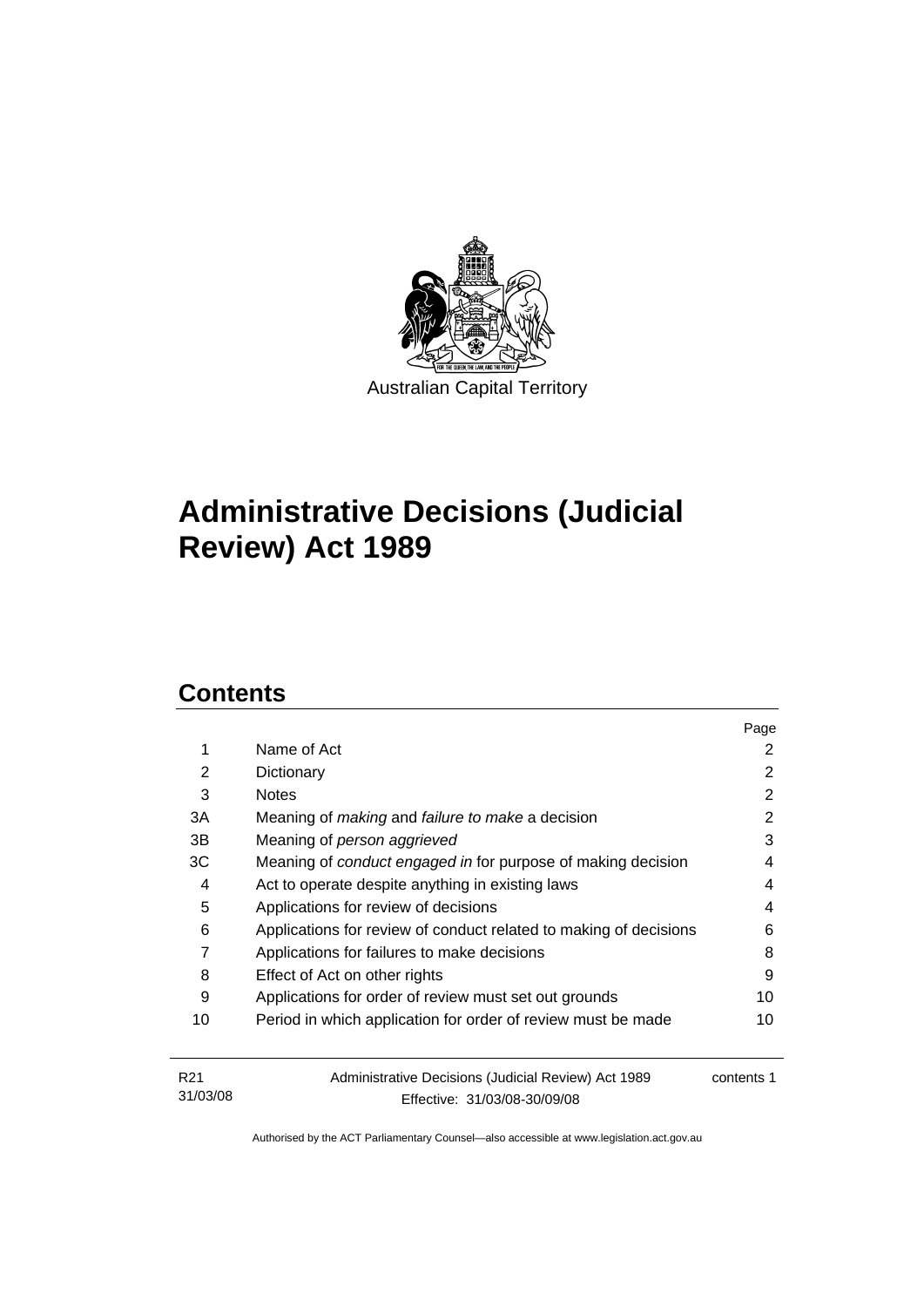Australian Capital Territory

# Administrative Decisions (Judicial Review) Act 1989

## Contents

| | | Page |
|---|---|---|
| 1 | Name of Act | 2 |
| 2 | Dictionary | 2 |
| 3 | Notes | 2 |
| 3A | Meaning of *making* and *failure to make* a decision | 2 |
| 3B | Meaning of *person aggrieved* | 3 |
| 3C | Meaning of *conduct engaged in* for purpose of making decision | 4 |
| 4 | Act to operate despite anything in existing laws | 4 |
| 5 | Applications for review of decisions | 4 |
| 6 | Applications for review of conduct related to making of decisions | 6 |
| 7 | Applications for failures to make decisions | 8 |
| 8 | Effect of Act on other rights | 9 |
| 9 | Applications for order of review must set out grounds | 10 |
| 10 | Period in which application for order of review must be made | 10 |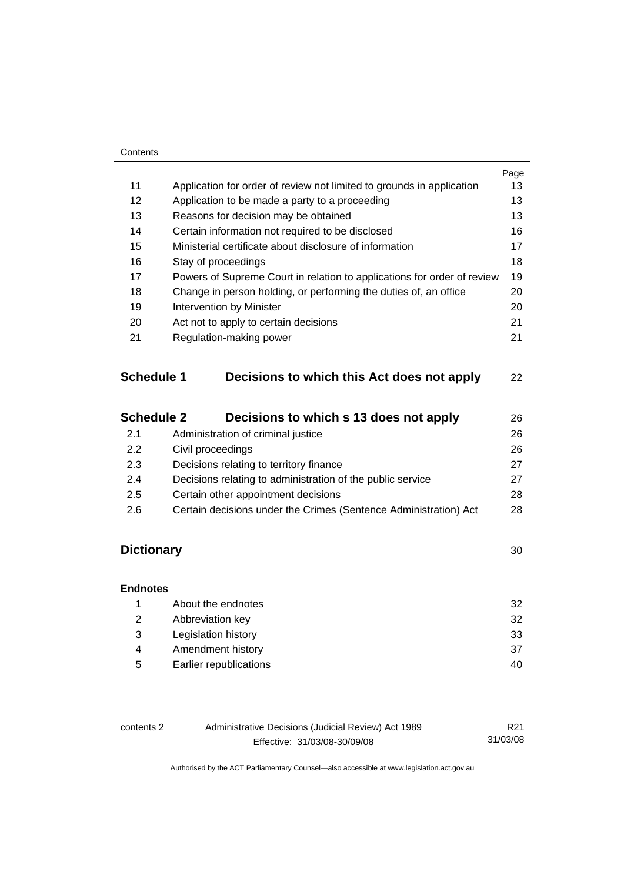| | | Page |
|---|---|---|
| 11 | Application for order of review not limited to grounds in application | 13 |
| 12 | Application to be made a party to a proceeding | 13 |
| 13 | Reasons for decision may be obtained | 13 |
| 14 | Certain information not required to be disclosed | 16 |
| 15 | Ministerial certificate about disclosure of information | 17 |
| 16 | Stay of proceedings | 18 |
| 17 | Powers of Supreme Court in relation to applications for order of review | 19 |
| 18 | Change in person holding, or performing the duties of, an office | 20 |
| 19 | Intervention by Minister | 20 |
| 20 | Act not to apply to certain decisions | 21 |
| 21 | Regulation-making power | 21 |

**Schedule 1 Decisions to which this Act does not apply** 22

**Schedule 2 Decisions to which s 13 does not apply** 26

| | | |
|---|---|---|
| 2.1 | Administration of criminal justice | 26 |
| 2.2 | Civil proceedings | 26 |
| 2.3 | Decisions relating to territory finance | 27 |
| 2.4 | Decisions relating to administration of the public service | 27 |
| 2.5 | Certain other appointment decisions | 28 |
| 2.6 | Certain decisions under the Crimes (Sentence Administration) Act | 28 |

**Dictionary** 30

**Endnotes**

| | | |
|---|---|---|
| 1 | About the endnotes | 32 |
| 2 | Abbreviation key | 32 |
| 3 | Legislation history | 33 |
| 4 | Amendment history | 37 |
| 5 | Earlier republications | 40 |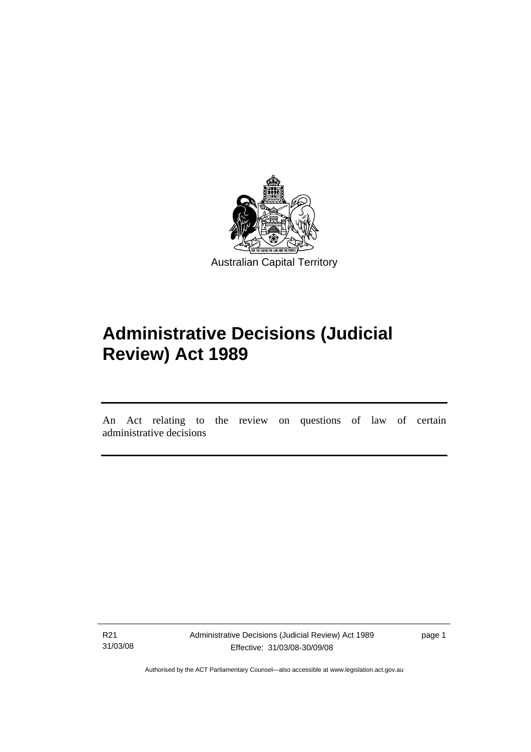Australian Capital Territory

# Administrative Decisions (Judicial Review) Act 1989

An Act relating to the review on questions of law of certain administrative decisions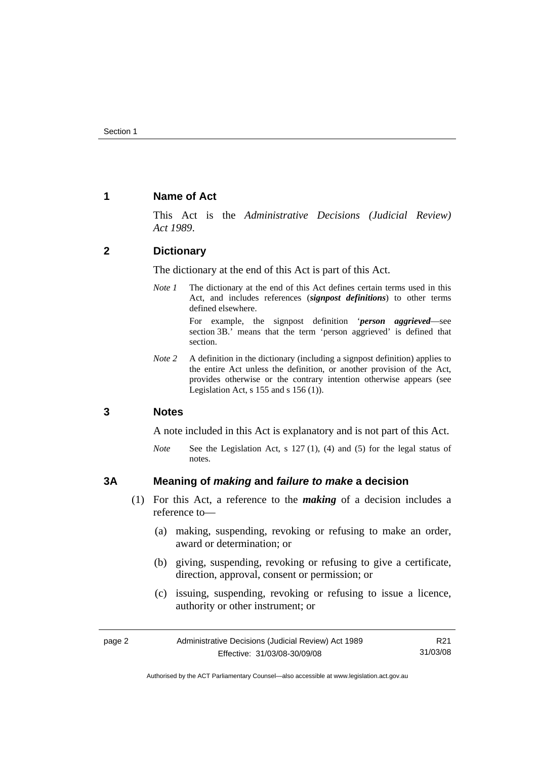## 1 Name of Act

This Act is the *Administrative Decisions (Judicial Review) Act 1989*.

## 2 Dictionary

The dictionary at the end of this Act is part of this Act.

*Note 1* The dictionary at the end of this Act defines certain terms used in this Act, and includes references (***signpost definitions***) to other terms defined elsewhere.

For example, the signpost definition '***person aggrieved***—see section 3B.' means that the term 'person aggrieved' is defined that section.

*Note 2* A definition in the dictionary (including a signpost definition) applies to the entire Act unless the definition, or another provision of the Act, provides otherwise or the contrary intention otherwise appears (see Legislation Act, s 155 and s 156 (1)).

## 3 Notes

A note included in this Act is explanatory and is not part of this Act.

*Note* See the Legislation Act, s 127 (1), (4) and (5) for the legal status of notes.

## 3A Meaning of *making* and *failure to make* a decision

(1) For this Act, a reference to the ***making*** of a decision includes a reference to—

(a) making, suspending, revoking or refusing to make an order, award or determination; or

(b) giving, suspending, revoking or refusing to give a certificate, direction, approval, consent or permission; or

(c) issuing, suspending, revoking or refusing to issue a licence, authority or other instrument; or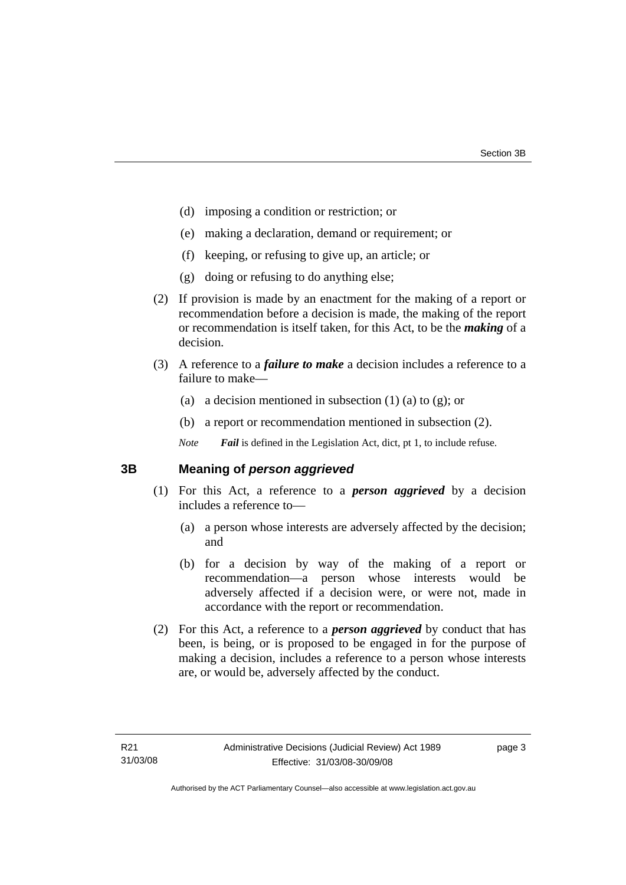(d) imposing a condition or restriction; or

(e) making a declaration, demand or requirement; or

(f) keeping, or refusing to give up, an article; or

(g) doing or refusing to do anything else;

(2) If provision is made by an enactment for the making of a report or recommendation before a decision is made, the making of the report or recommendation is itself taken, for this Act, to be the ***making*** of a decision.

(3) A reference to a ***failure to make*** a decision includes a reference to a failure to make—

(a) a decision mentioned in subsection (1) (a) to (g); or

(b) a report or recommendation mentioned in subsection (2).

*Note* ***Fail*** is defined in the Legislation Act, dict, pt 1, to include refuse.

## 3B Meaning of *person aggrieved*

(1) For this Act, a reference to a ***person aggrieved*** by a decision includes a reference to—

(a) a person whose interests are adversely affected by the decision; and

(b) for a decision by way of the making of a report or recommendation—a person whose interests would be adversely affected if a decision were, or were not, made in accordance with the report or recommendation.

(2) For this Act, a reference to a ***person aggrieved*** by conduct that has been, is being, or is proposed to be engaged in for the purpose of making a decision, includes a reference to a person whose interests are, or would be, adversely affected by the conduct.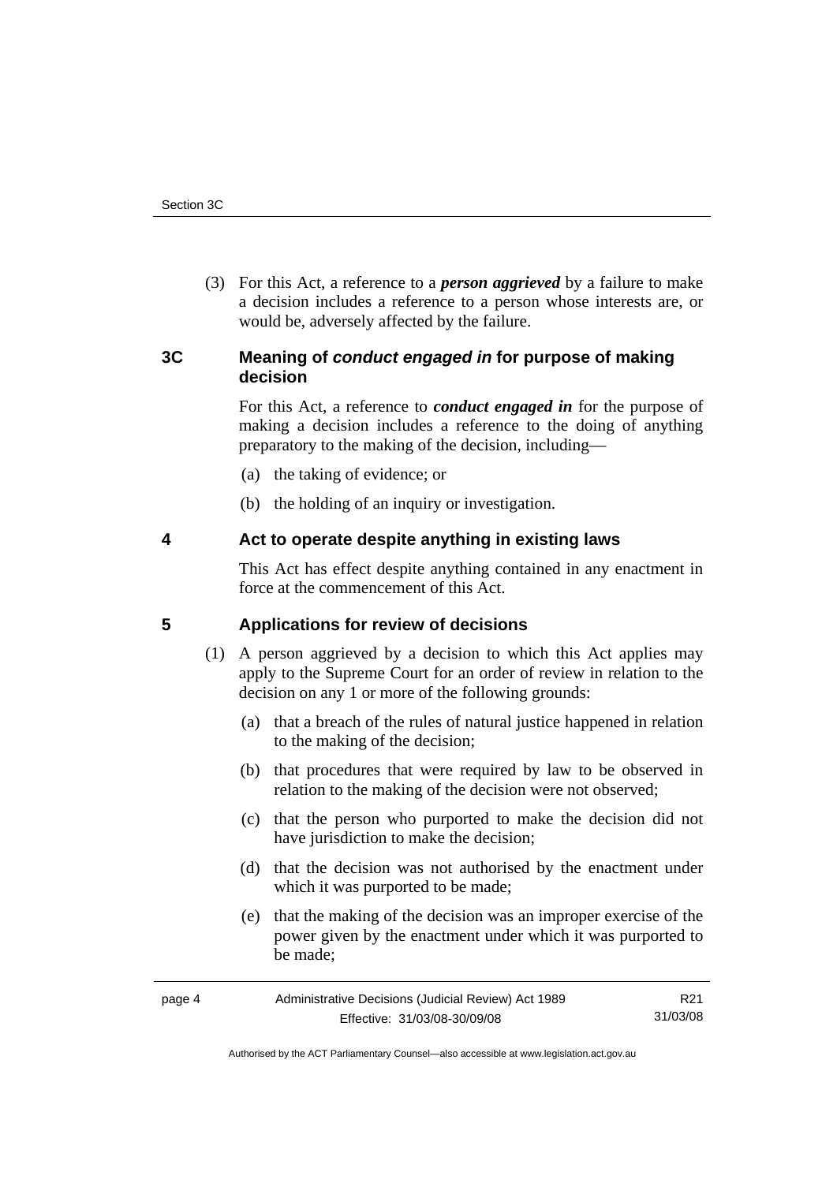(3) For this Act, a reference to a ***person aggrieved*** by a failure to make a decision includes a reference to a person whose interests are, or would be, adversely affected by the failure.

## 3C Meaning of *conduct engaged in* for purpose of making decision

For this Act, a reference to ***conduct engaged in*** for the purpose of making a decision includes a reference to the doing of anything preparatory to the making of the decision, including—

(a) the taking of evidence; or

(b) the holding of an inquiry or investigation.

## 4 Act to operate despite anything in existing laws

This Act has effect despite anything contained in any enactment in force at the commencement of this Act.

## 5 Applications for review of decisions

(1) A person aggrieved by a decision to which this Act applies may apply to the Supreme Court for an order of review in relation to the decision on any 1 or more of the following grounds:

(a) that a breach of the rules of natural justice happened in relation to the making of the decision;

(b) that procedures that were required by law to be observed in relation to the making of the decision were not observed;

(c) that the person who purported to make the decision did not have jurisdiction to make the decision;

(d) that the decision was not authorised by the enactment under which it was purported to be made;

(e) that the making of the decision was an improper exercise of the power given by the enactment under which it was purported to be made;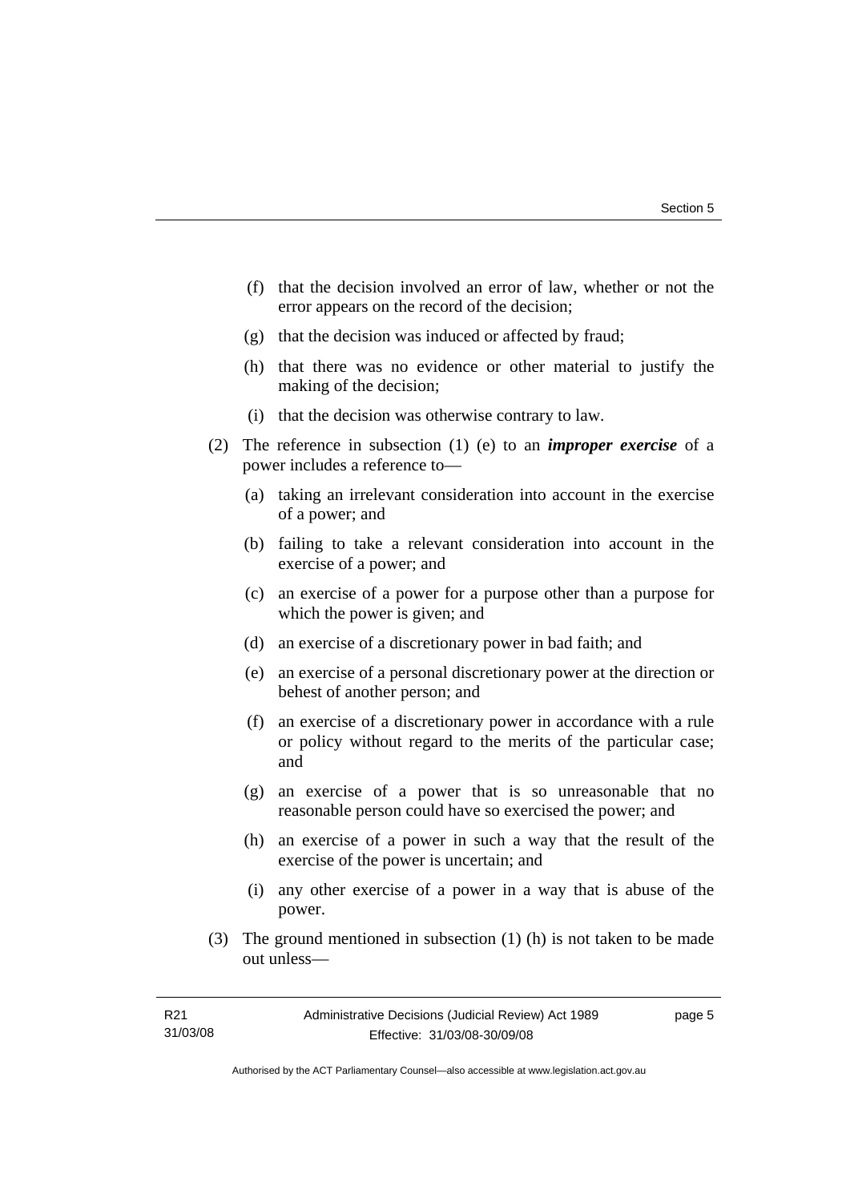(f) that the decision involved an error of law, whether or not the error appears on the record of the decision;

(g) that the decision was induced or affected by fraud;

(h) that there was no evidence or other material to justify the making of the decision;

(i) that the decision was otherwise contrary to law.

(2) The reference in subsection (1) (e) to an ***improper exercise*** of a power includes a reference to—

(a) taking an irrelevant consideration into account in the exercise of a power; and

(b) failing to take a relevant consideration into account in the exercise of a power; and

(c) an exercise of a power for a purpose other than a purpose for which the power is given; and

(d) an exercise of a discretionary power in bad faith; and

(e) an exercise of a personal discretionary power at the direction or behest of another person; and

(f) an exercise of a discretionary power in accordance with a rule or policy without regard to the merits of the particular case; and

(g) an exercise of a power that is so unreasonable that no reasonable person could have so exercised the power; and

(h) an exercise of a power in such a way that the result of the exercise of the power is uncertain; and

(i) any other exercise of a power in a way that is abuse of the power.

(3) The ground mentioned in subsection (1) (h) is not taken to be made out unless—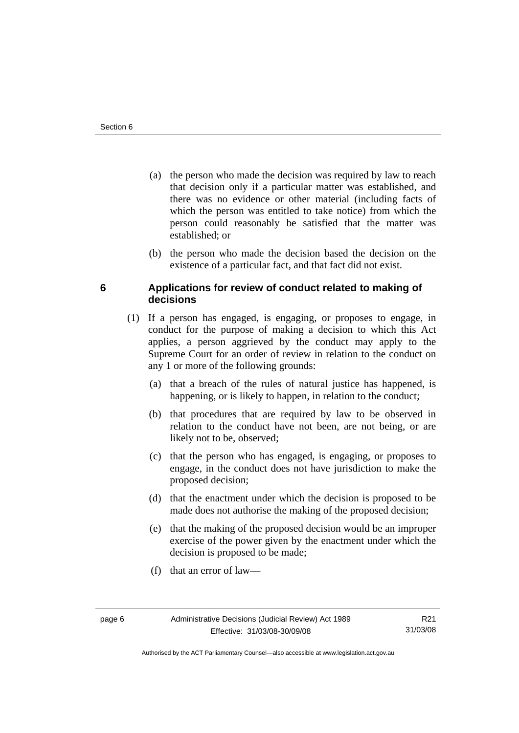(a) the person who made the decision was required by law to reach that decision only if a particular matter was established, and there was no evidence or other material (including facts of which the person was entitled to take notice) from which the person could reasonably be satisfied that the matter was established; or

(b) the person who made the decision based the decision on the existence of a particular fact, and that fact did not exist.

### 6 Applications for review of conduct related to making of decisions

(1) If a person has engaged, is engaging, or proposes to engage, in conduct for the purpose of making a decision to which this Act applies, a person aggrieved by the conduct may apply to the Supreme Court for an order of review in relation to the conduct on any 1 or more of the following grounds:

(a) that a breach of the rules of natural justice has happened, is happening, or is likely to happen, in relation to the conduct;

(b) that procedures that are required by law to be observed in relation to the conduct have not been, are not being, or are likely not to be, observed;

(c) that the person who has engaged, is engaging, or proposes to engage, in the conduct does not have jurisdiction to make the proposed decision;

(d) that the enactment under which the decision is proposed to be made does not authorise the making of the proposed decision;

(e) that the making of the proposed decision would be an improper exercise of the power given by the enactment under which the decision is proposed to be made;

(f) that an error of law—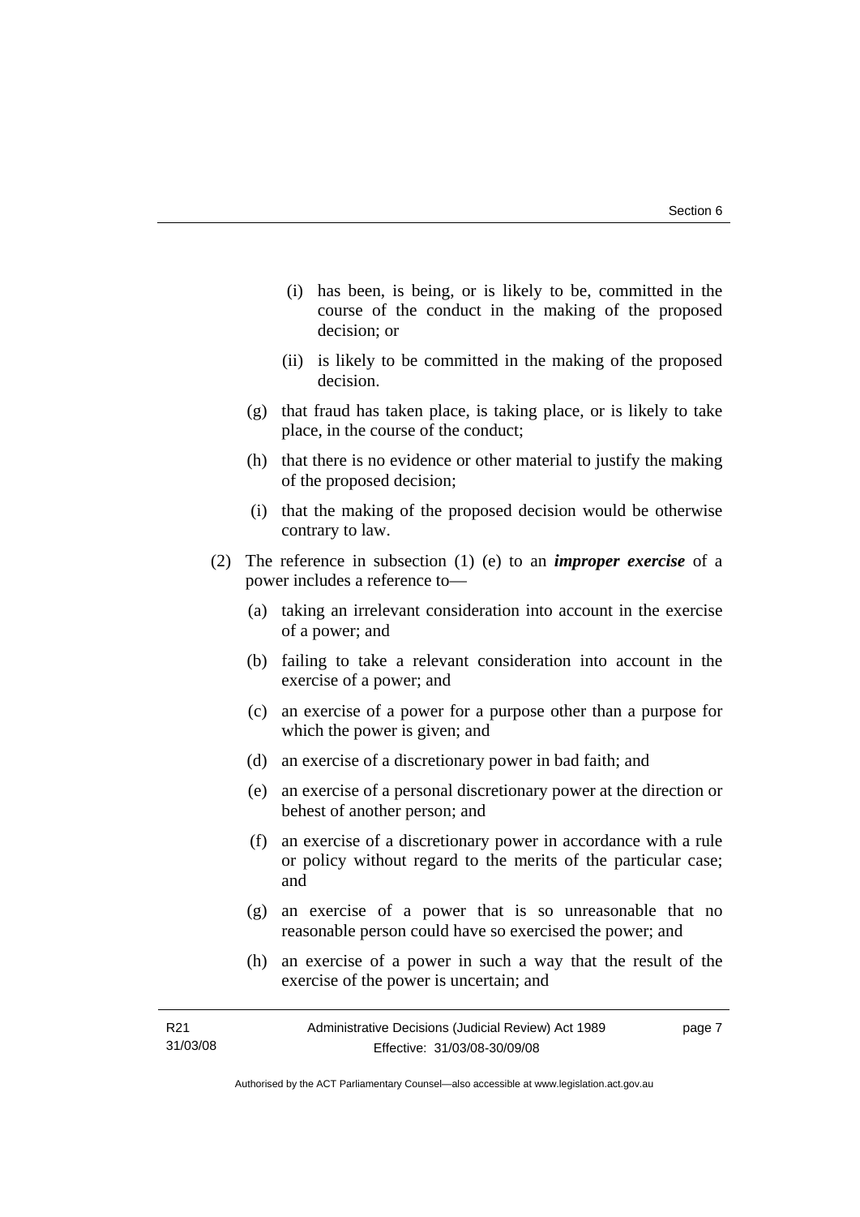(i) has been, is being, or is likely to be, committed in the course of the conduct in the making of the proposed decision; or

(ii) is likely to be committed in the making of the proposed decision.

(g) that fraud has taken place, is taking place, or is likely to take place, in the course of the conduct;

(h) that there is no evidence or other material to justify the making of the proposed decision;

(i) that the making of the proposed decision would be otherwise contrary to law.

(2) The reference in subsection (1) (e) to an ***improper exercise*** of a power includes a reference to—

(a) taking an irrelevant consideration into account in the exercise of a power; and

(b) failing to take a relevant consideration into account in the exercise of a power; and

(c) an exercise of a power for a purpose other than a purpose for which the power is given; and

(d) an exercise of a discretionary power in bad faith; and

(e) an exercise of a personal discretionary power at the direction or behest of another person; and

(f) an exercise of a discretionary power in accordance with a rule or policy without regard to the merits of the particular case; and

(g) an exercise of a power that is so unreasonable that no reasonable person could have so exercised the power; and

(h) an exercise of a power in such a way that the result of the exercise of the power is uncertain; and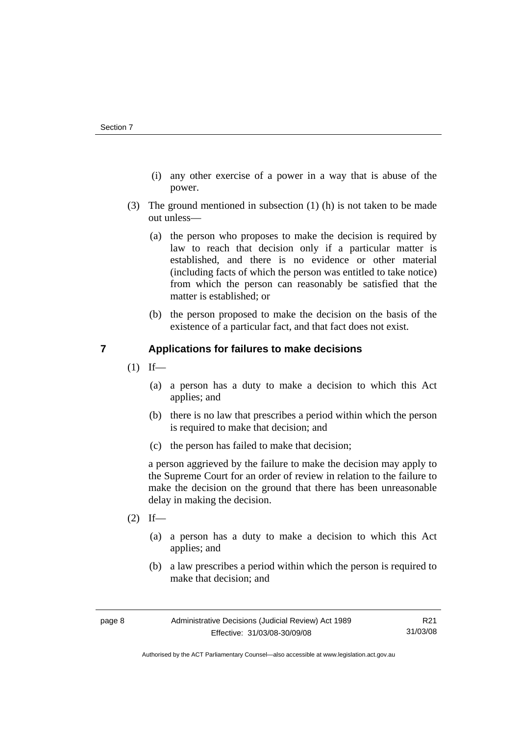(i) any other exercise of a power in a way that is abuse of the power.

(3) The ground mentioned in subsection (1) (h) is not taken to be made out unless—

(a) the person who proposes to make the decision is required by law to reach that decision only if a particular matter is established, and there is no evidence or other material (including facts of which the person was entitled to take notice) from which the person can reasonably be satisfied that the matter is established; or

(b) the person proposed to make the decision on the basis of the existence of a particular fact, and that fact does not exist.

## 7 Applications for failures to make decisions

(1) If—

(a) a person has a duty to make a decision to which this Act applies; and

(b) there is no law that prescribes a period within which the person is required to make that decision; and

(c) the person has failed to make that decision;

a person aggrieved by the failure to make the decision may apply to the Supreme Court for an order of review in relation to the failure to make the decision on the ground that there has been unreasonable delay in making the decision.

(2) If—

(a) a person has a duty to make a decision to which this Act applies; and

(b) a law prescribes a period within which the person is required to make that decision; and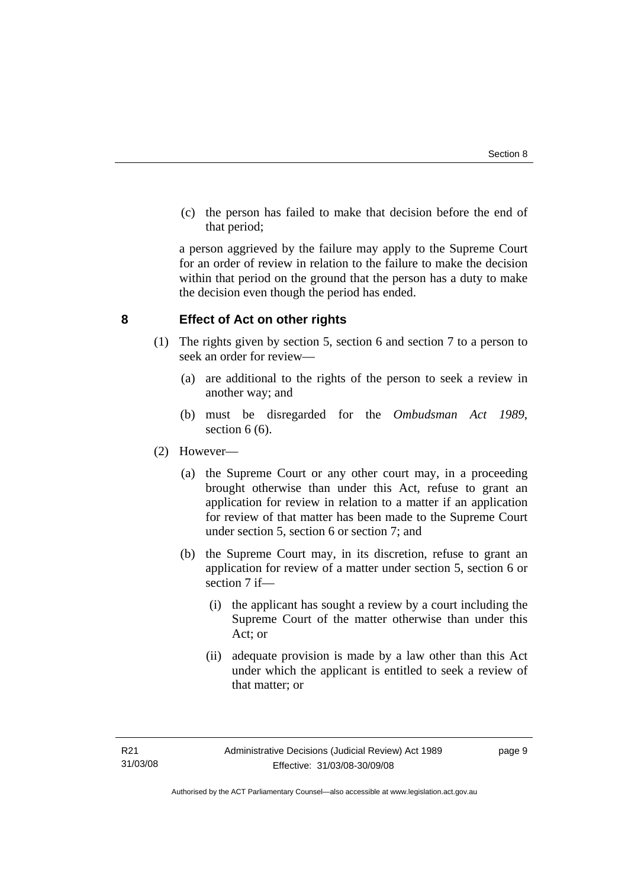(c) the person has failed to make that decision before the end of that period;

a person aggrieved by the failure may apply to the Supreme Court for an order of review in relation to the failure to make the decision within that period on the ground that the person has a duty to make the decision even though the period has ended.

## 8 Effect of Act on other rights

(1) The rights given by section 5, section 6 and section 7 to a person to seek an order for review—

(a) are additional to the rights of the person to seek a review in another way; and

(b) must be disregarded for the *Ombudsman Act 1989*, section 6 (6).

(2) However—

(a) the Supreme Court or any other court may, in a proceeding brought otherwise than under this Act, refuse to grant an application for review in relation to a matter if an application for review of that matter has been made to the Supreme Court under section 5, section 6 or section 7; and

(b) the Supreme Court may, in its discretion, refuse to grant an application for review of a matter under section 5, section 6 or section 7 if—

(i) the applicant has sought a review by a court including the Supreme Court of the matter otherwise than under this Act; or

(ii) adequate provision is made by a law other than this Act under which the applicant is entitled to seek a review of that matter; or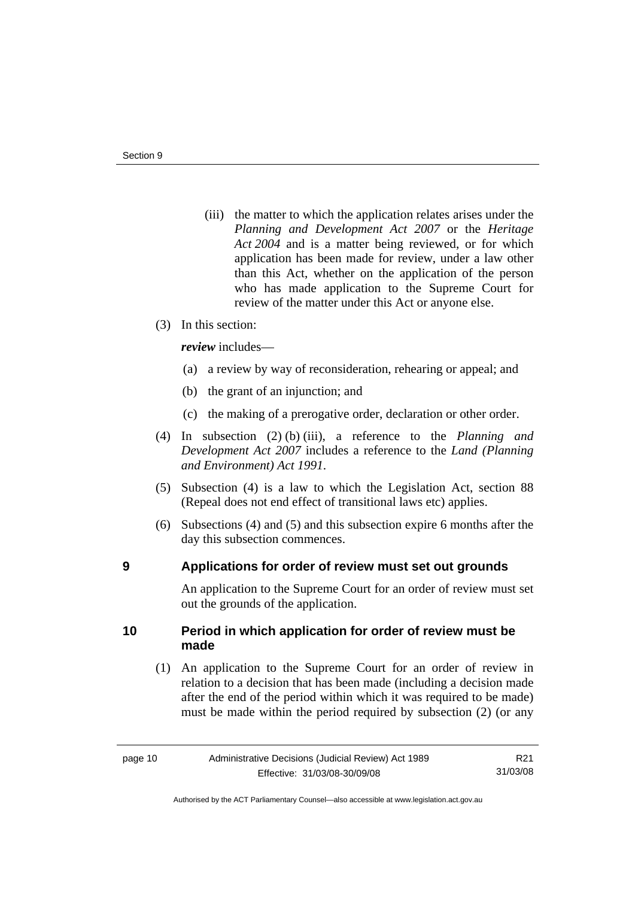(iii) the matter to which the application relates arises under the *Planning and Development Act 2007* or the *Heritage Act 2004* and is a matter being reviewed, or for which application has been made for review, under a law other than this Act, whether on the application of the person who has made application to the Supreme Court for review of the matter under this Act or anyone else.

(3) In this section:

***review*** includes—

(a) a review by way of reconsideration, rehearing or appeal; and

(b) the grant of an injunction; and

(c) the making of a prerogative order, declaration or other order.

(4) In subsection (2) (b) (iii), a reference to the *Planning and Development Act 2007* includes a reference to the *Land (Planning and Environment) Act 1991*.

(5) Subsection (4) is a law to which the Legislation Act, section 88 (Repeal does not end effect of transitional laws etc) applies.

(6) Subsections (4) and (5) and this subsection expire 6 months after the day this subsection commences.

## 9 Applications for order of review must set out grounds

An application to the Supreme Court for an order of review must set out the grounds of the application.

## 10 Period in which application for order of review must be made

(1) An application to the Supreme Court for an order of review in relation to a decision that has been made (including a decision made after the end of the period within which it was required to be made) must be made within the period required by subsection (2) (or any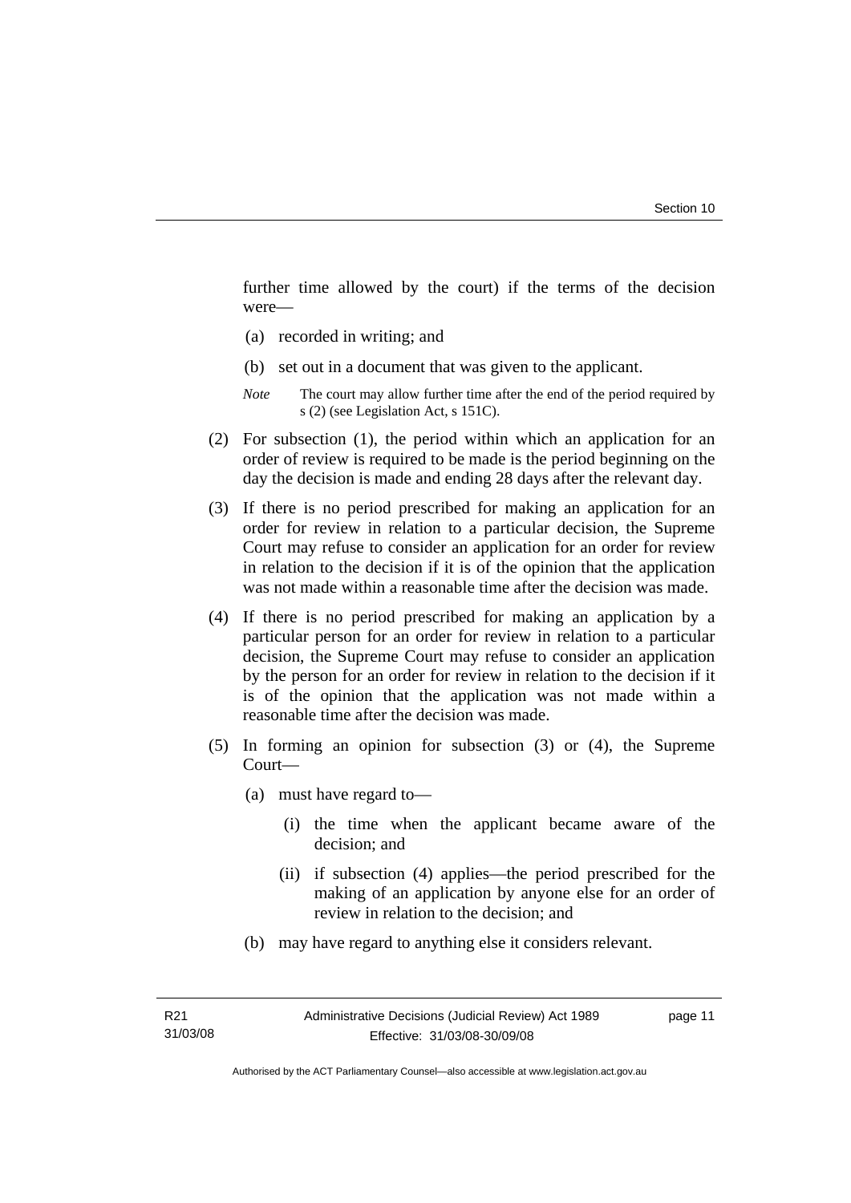further time allowed by the court) if the terms of the decision were—

(a) recorded in writing; and

(b) set out in a document that was given to the applicant.

*Note* The court may allow further time after the end of the period required by s (2) (see Legislation Act, s 151C).

(2) For subsection (1), the period within which an application for an order of review is required to be made is the period beginning on the day the decision is made and ending 28 days after the relevant day.

(3) If there is no period prescribed for making an application for an order for review in relation to a particular decision, the Supreme Court may refuse to consider an application for an order for review in relation to the decision if it is of the opinion that the application was not made within a reasonable time after the decision was made.

(4) If there is no period prescribed for making an application by a particular person for an order for review in relation to a particular decision, the Supreme Court may refuse to consider an application by the person for an order for review in relation to the decision if it is of the opinion that the application was not made within a reasonable time after the decision was made.

(5) In forming an opinion for subsection (3) or (4), the Supreme Court—

(a) must have regard to—

(i) the time when the applicant became aware of the decision; and

(ii) if subsection (4) applies—the period prescribed for the making of an application by anyone else for an order of review in relation to the decision; and

(b) may have regard to anything else it considers relevant.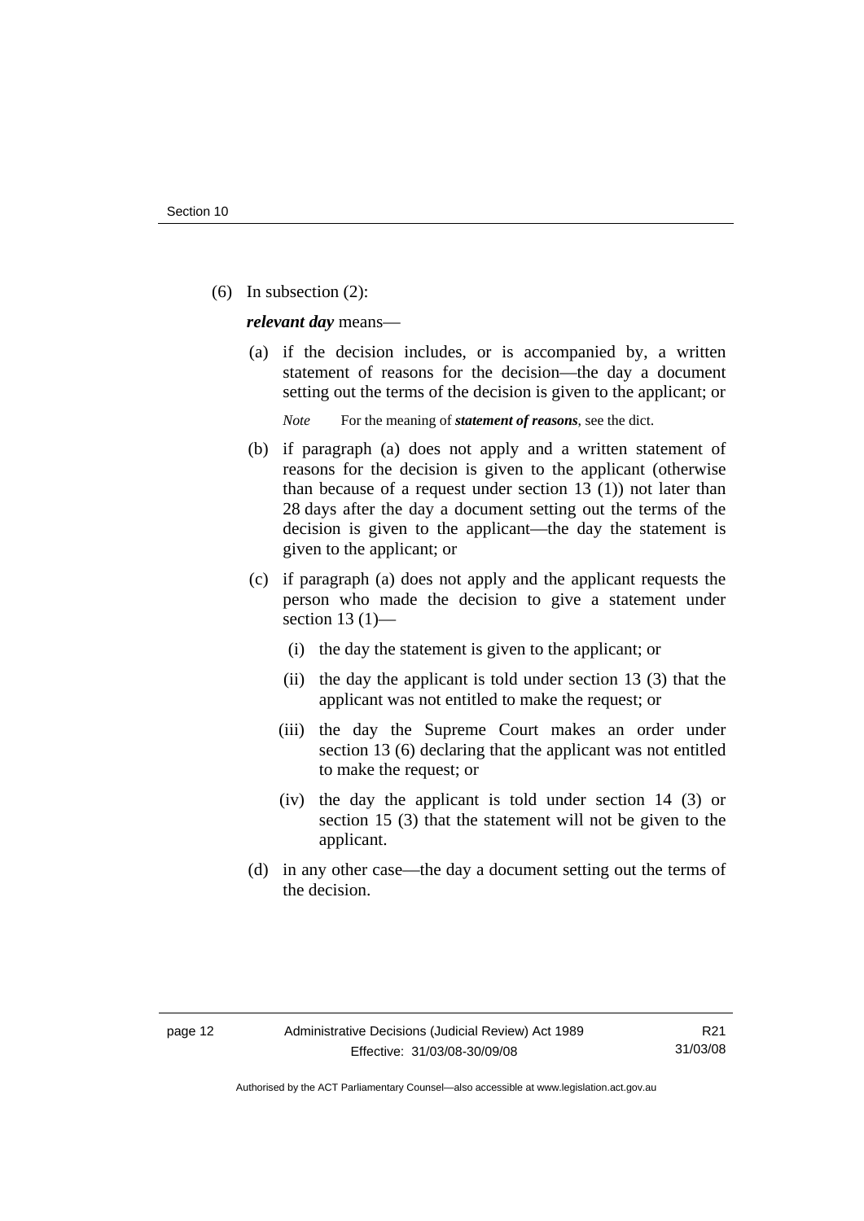(6) In subsection (2):

***relevant day*** means—

(a) if the decision includes, or is accompanied by, a written statement of reasons for the decision—the day a document setting out the terms of the decision is given to the applicant; or

*Note* For the meaning of ***statement of reasons***, see the dict.

(b) if paragraph (a) does not apply and a written statement of reasons for the decision is given to the applicant (otherwise than because of a request under section 13 (1)) not later than 28 days after the day a document setting out the terms of the decision is given to the applicant—the day the statement is given to the applicant; or

(c) if paragraph (a) does not apply and the applicant requests the person who made the decision to give a statement under section 13 (1)—

(i) the day the statement is given to the applicant; or

(ii) the day the applicant is told under section 13 (3) that the applicant was not entitled to make the request; or

(iii) the day the Supreme Court makes an order under section 13 (6) declaring that the applicant was not entitled to make the request; or

(iv) the day the applicant is told under section 14 (3) or section 15 (3) that the statement will not be given to the applicant.

(d) in any other case—the day a document setting out the terms of the decision.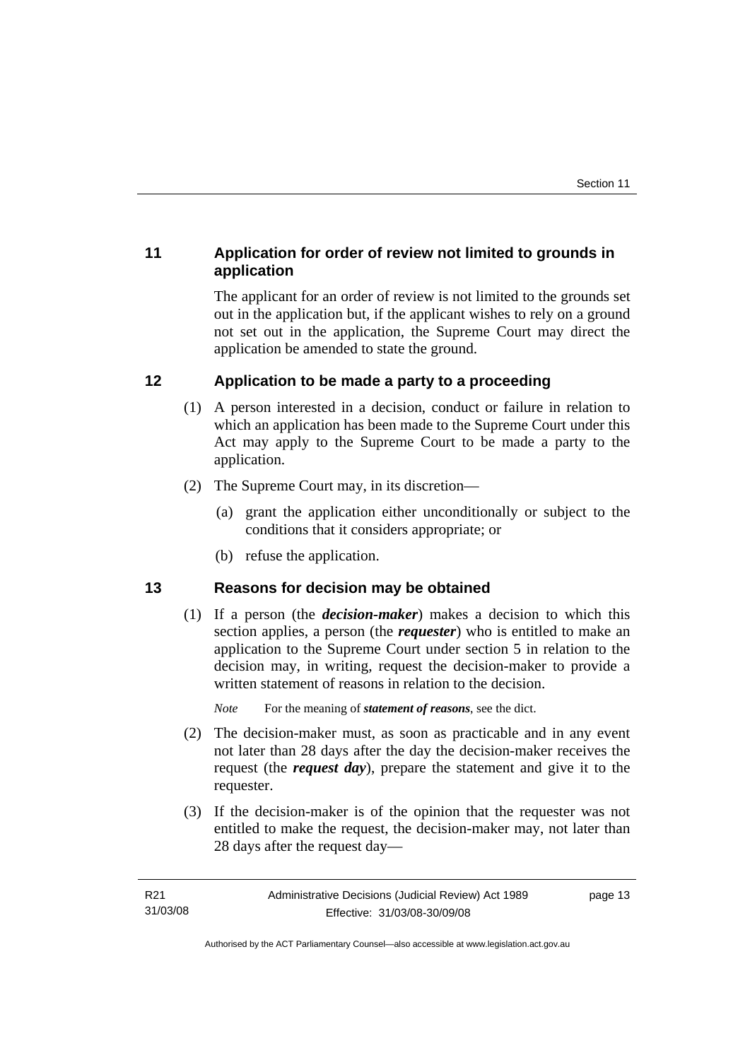## 11 Application for order of review not limited to grounds in application

The applicant for an order of review is not limited to the grounds set out in the application but, if the applicant wishes to rely on a ground not set out in the application, the Supreme Court may direct the application be amended to state the ground.

## 12 Application to be made a party to a proceeding

(1) A person interested in a decision, conduct or failure in relation to which an application has been made to the Supreme Court under this Act may apply to the Supreme Court to be made a party to the application.

(2) The Supreme Court may, in its discretion—

(a) grant the application either unconditionally or subject to the conditions that it considers appropriate; or

(b) refuse the application.

## 13 Reasons for decision may be obtained

(1) If a person (the ***decision-maker***) makes a decision to which this section applies, a person (the ***requester***) who is entitled to make an application to the Supreme Court under section 5 in relation to the decision may, in writing, request the decision-maker to provide a written statement of reasons in relation to the decision.

*Note* For the meaning of ***statement of reasons***, see the dict.

(2) The decision-maker must, as soon as practicable and in any event not later than 28 days after the day the decision-maker receives the request (the ***request day***), prepare the statement and give it to the requester.

(3) If the decision-maker is of the opinion that the requester was not entitled to make the request, the decision-maker may, not later than 28 days after the request day—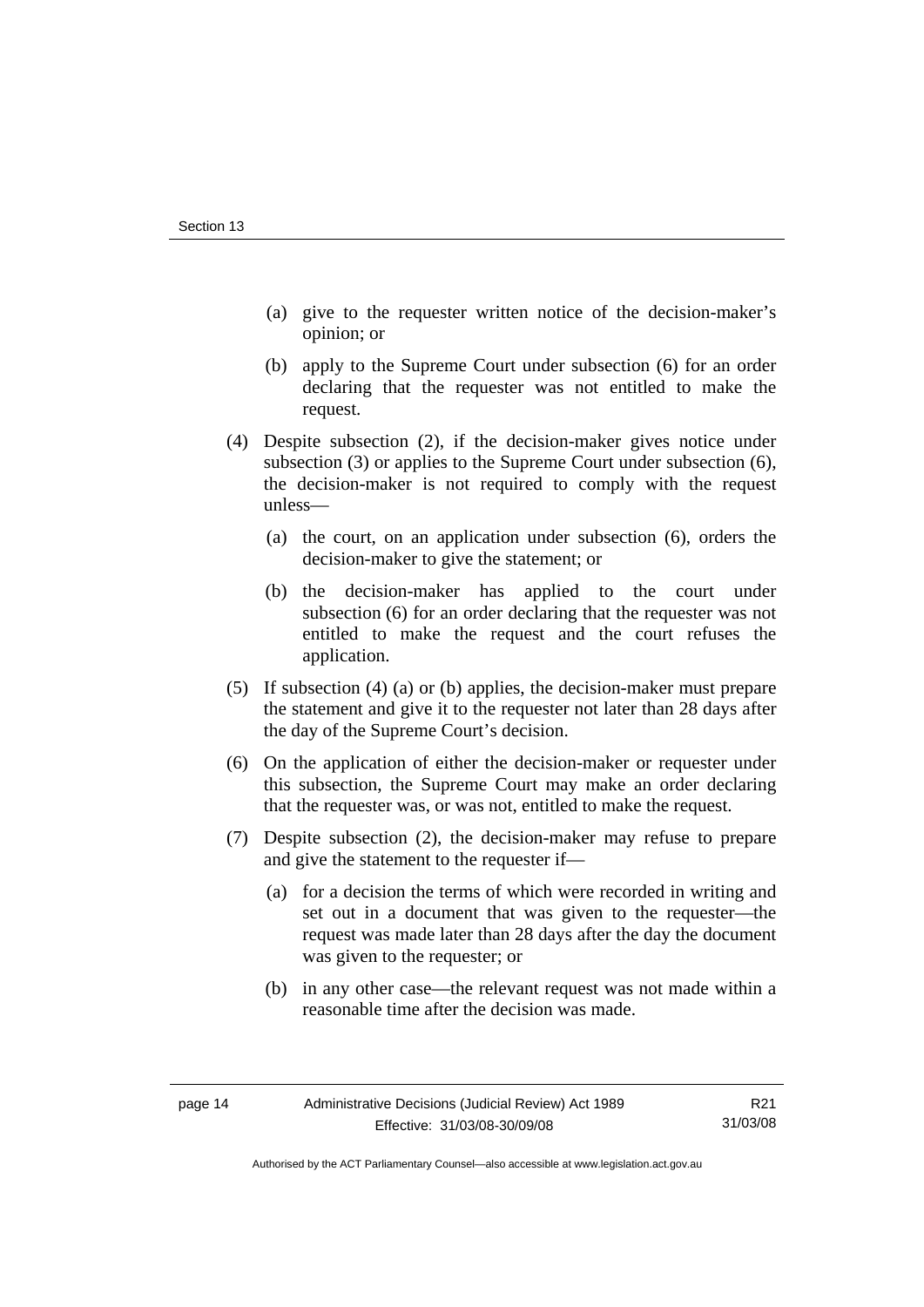(a) give to the requester written notice of the decision-maker's opinion; or

(b) apply to the Supreme Court under subsection (6) for an order declaring that the requester was not entitled to make the request.

(4) Despite subsection (2), if the decision-maker gives notice under subsection (3) or applies to the Supreme Court under subsection (6), the decision-maker is not required to comply with the request unless—

(a) the court, on an application under subsection (6), orders the decision-maker to give the statement; or

(b) the decision-maker has applied to the court under subsection (6) for an order declaring that the requester was not entitled to make the request and the court refuses the application.

(5) If subsection (4) (a) or (b) applies, the decision-maker must prepare the statement and give it to the requester not later than 28 days after the day of the Supreme Court's decision.

(6) On the application of either the decision-maker or requester under this subsection, the Supreme Court may make an order declaring that the requester was, or was not, entitled to make the request.

(7) Despite subsection (2), the decision-maker may refuse to prepare and give the statement to the requester if—

(a) for a decision the terms of which were recorded in writing and set out in a document that was given to the requester—the request was made later than 28 days after the day the document was given to the requester; or

(b) in any other case—the relevant request was not made within a reasonable time after the decision was made.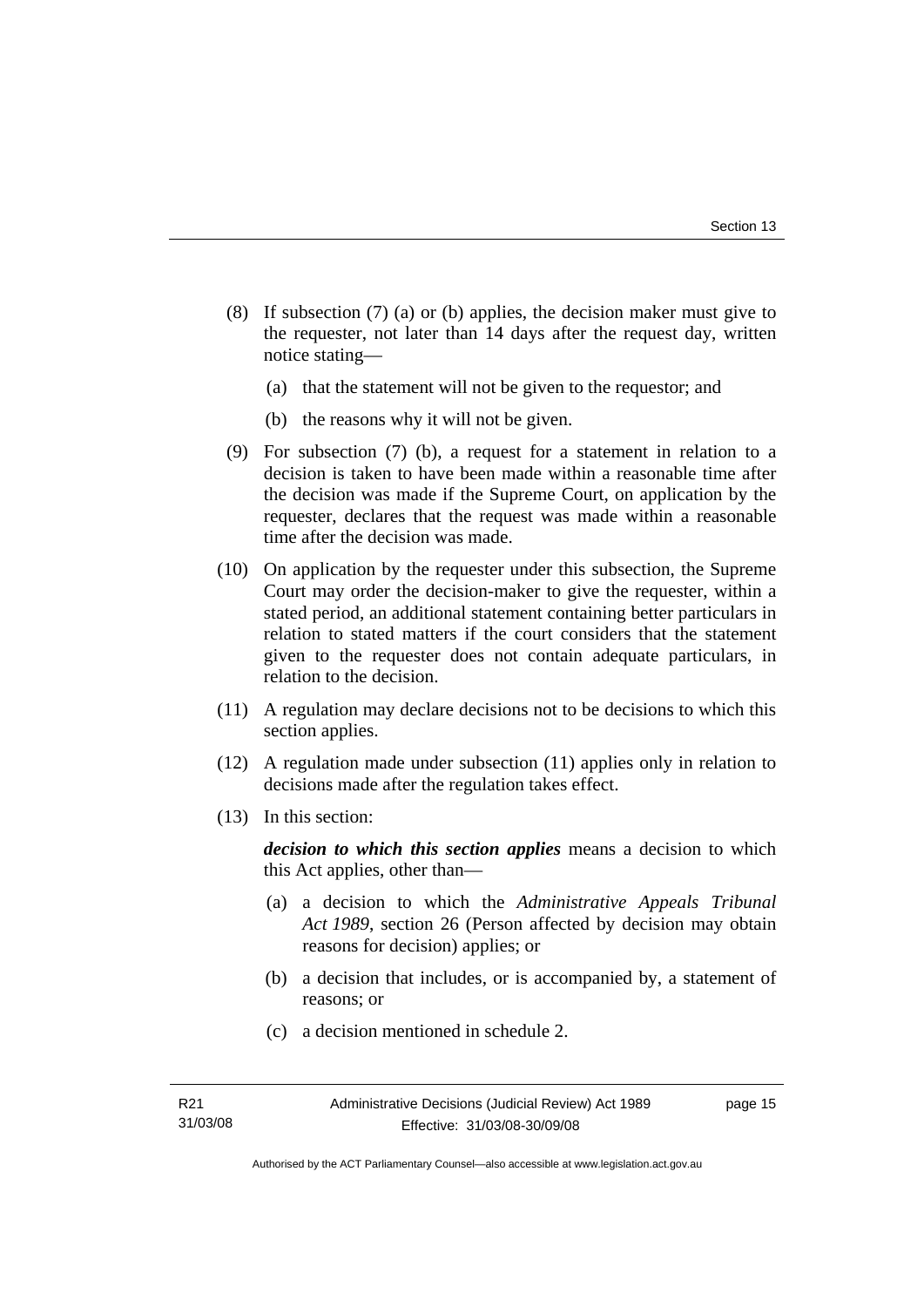(8) If subsection (7) (a) or (b) applies, the decision maker must give to the requester, not later than 14 days after the request day, written notice stating—

   (a) that the statement will not be given to the requestor; and

   (b) the reasons why it will not be given.

(9) For subsection (7) (b), a request for a statement in relation to a decision is taken to have been made within a reasonable time after the decision was made if the Supreme Court, on application by the requester, declares that the request was made within a reasonable time after the decision was made.

(10) On application by the requester under this subsection, the Supreme Court may order the decision-maker to give the requester, within a stated period, an additional statement containing better particulars in relation to stated matters if the court considers that the statement given to the requester does not contain adequate particulars, in relation to the decision.

(11) A regulation may declare decisions not to be decisions to which this section applies.

(12) A regulation made under subsection (11) applies only in relation to decisions made after the regulation takes effect.

(13) In this section:

***decision to which this section applies*** means a decision to which this Act applies, other than—

   (a) a decision to which the *Administrative Appeals Tribunal Act 1989*, section 26 (Person affected by decision may obtain reasons for decision) applies; or

   (b) a decision that includes, or is accompanied by, a statement of reasons; or

   (c) a decision mentioned in schedule 2.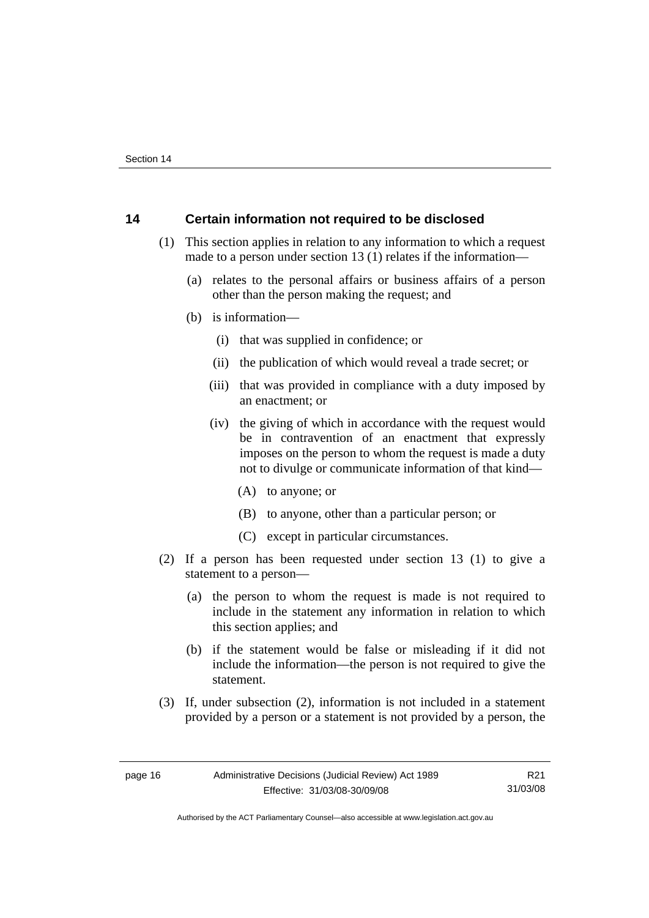## 14 Certain information not required to be disclosed

(1) This section applies in relation to any information to which a request made to a person under section 13 (1) relates if the information—

(a) relates to the personal affairs or business affairs of a person other than the person making the request; and

(b) is information—

(i) that was supplied in confidence; or

(ii) the publication of which would reveal a trade secret; or

(iii) that was provided in compliance with a duty imposed by an enactment; or

(iv) the giving of which in accordance with the request would be in contravention of an enactment that expressly imposes on the person to whom the request is made a duty not to divulge or communicate information of that kind—

(A) to anyone; or

(B) to anyone, other than a particular person; or

(C) except in particular circumstances.

(2) If a person has been requested under section 13 (1) to give a statement to a person—

(a) the person to whom the request is made is not required to include in the statement any information in relation to which this section applies; and

(b) if the statement would be false or misleading if it did not include the information—the person is not required to give the statement.

(3) If, under subsection (2), information is not included in a statement provided by a person or a statement is not provided by a person, the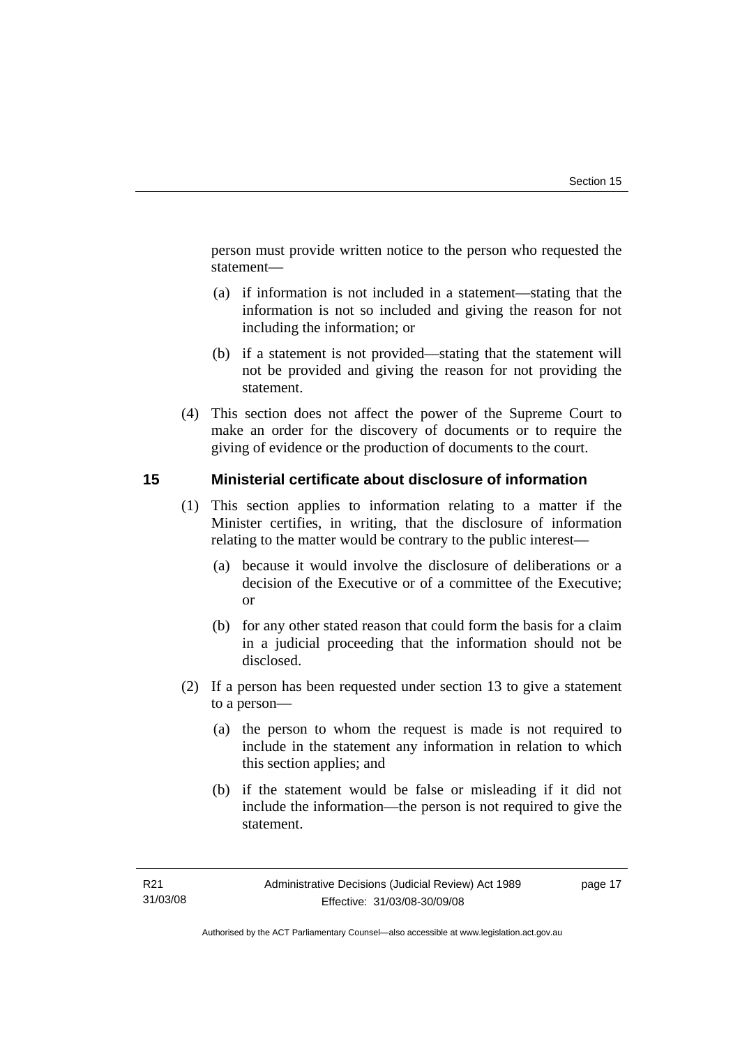person must provide written notice to the person who requested the statement—

(a) if information is not included in a statement—stating that the information is not so included and giving the reason for not including the information; or

(b) if a statement is not provided—stating that the statement will not be provided and giving the reason for not providing the statement.

(4) This section does not affect the power of the Supreme Court to make an order for the discovery of documents or to require the giving of evidence or the production of documents to the court.

## 15 Ministerial certificate about disclosure of information

(1) This section applies to information relating to a matter if the Minister certifies, in writing, that the disclosure of information relating to the matter would be contrary to the public interest—

(a) because it would involve the disclosure of deliberations or a decision of the Executive or of a committee of the Executive; or

(b) for any other stated reason that could form the basis for a claim in a judicial proceeding that the information should not be disclosed.

(2) If a person has been requested under section 13 to give a statement to a person—

(a) the person to whom the request is made is not required to include in the statement any information in relation to which this section applies; and

(b) if the statement would be false or misleading if it did not include the information—the person is not required to give the statement.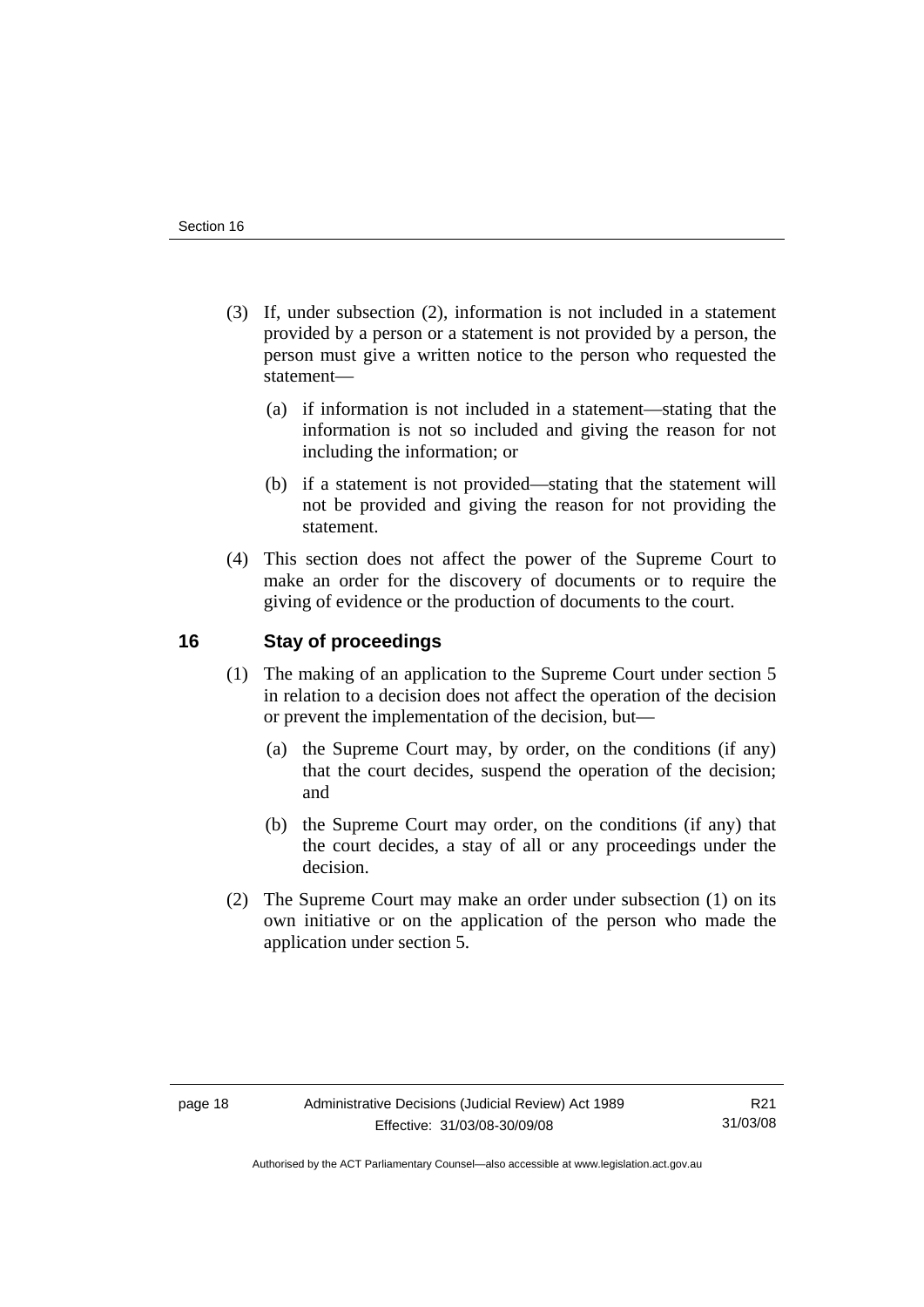(3) If, under subsection (2), information is not included in a statement provided by a person or a statement is not provided by a person, the person must give a written notice to the person who requested the statement—

(a) if information is not included in a statement—stating that the information is not so included and giving the reason for not including the information; or

(b) if a statement is not provided—stating that the statement will not be provided and giving the reason for not providing the statement.

(4) This section does not affect the power of the Supreme Court to make an order for the discovery of documents or to require the giving of evidence or the production of documents to the court.

## 16 Stay of proceedings

(1) The making of an application to the Supreme Court under section 5 in relation to a decision does not affect the operation of the decision or prevent the implementation of the decision, but—

(a) the Supreme Court may, by order, on the conditions (if any) that the court decides, suspend the operation of the decision; and

(b) the Supreme Court may order, on the conditions (if any) that the court decides, a stay of all or any proceedings under the decision.

(2) The Supreme Court may make an order under subsection (1) on its own initiative or on the application of the person who made the application under section 5.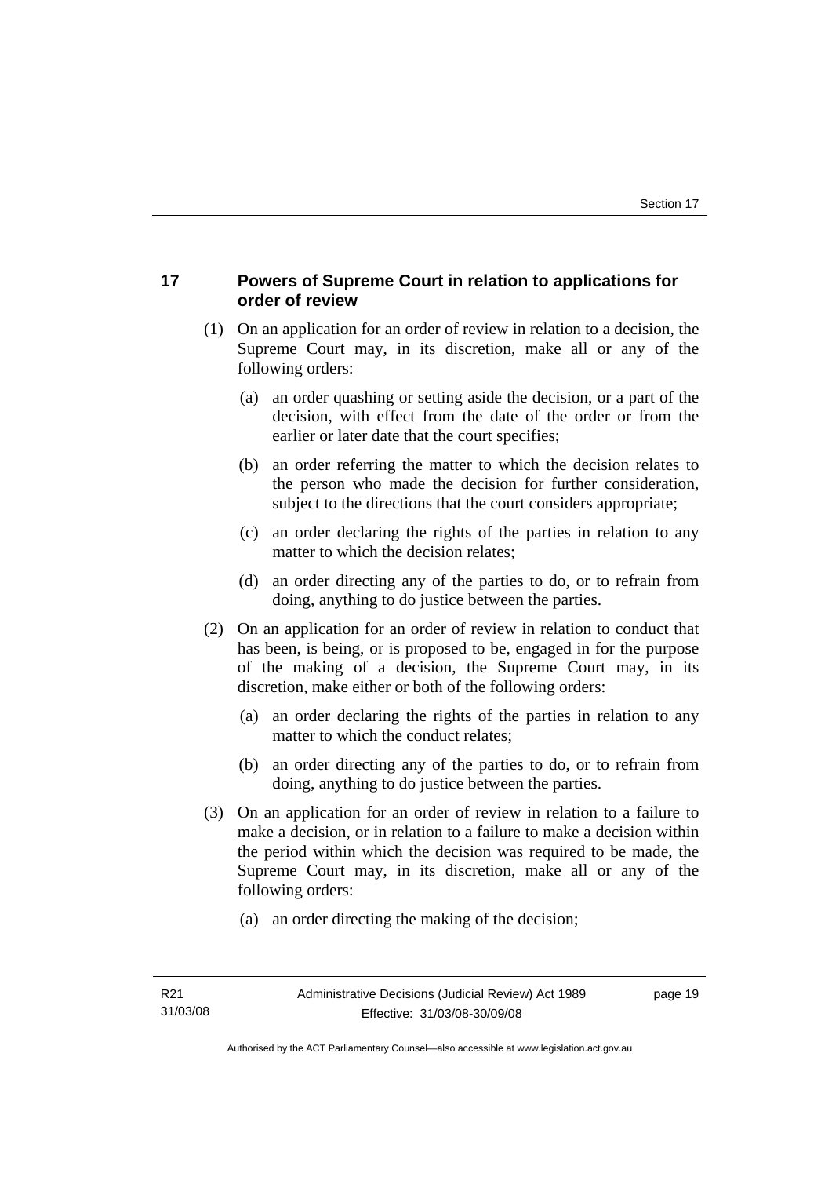## 17 Powers of Supreme Court in relation to applications for order of review

(1) On an application for an order of review in relation to a decision, the Supreme Court may, in its discretion, make all or any of the following orders:

(a) an order quashing or setting aside the decision, or a part of the decision, with effect from the date of the order or from the earlier or later date that the court specifies;

(b) an order referring the matter to which the decision relates to the person who made the decision for further consideration, subject to the directions that the court considers appropriate;

(c) an order declaring the rights of the parties in relation to any matter to which the decision relates;

(d) an order directing any of the parties to do, or to refrain from doing, anything to do justice between the parties.

(2) On an application for an order of review in relation to conduct that has been, is being, or is proposed to be, engaged in for the purpose of the making of a decision, the Supreme Court may, in its discretion, make either or both of the following orders:

(a) an order declaring the rights of the parties in relation to any matter to which the conduct relates;

(b) an order directing any of the parties to do, or to refrain from doing, anything to do justice between the parties.

(3) On an application for an order of review in relation to a failure to make a decision, or in relation to a failure to make a decision within the period within which the decision was required to be made, the Supreme Court may, in its discretion, make all or any of the following orders:

(a) an order directing the making of the decision;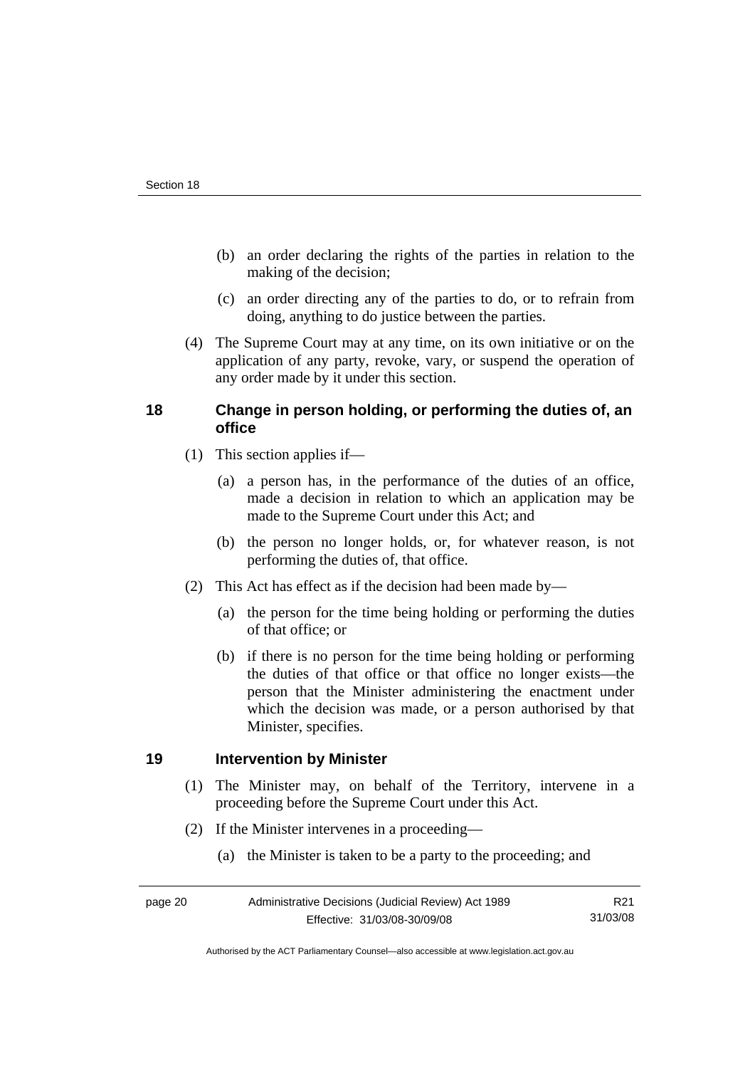(b) an order declaring the rights of the parties in relation to the making of the decision;

(c) an order directing any of the parties to do, or to refrain from doing, anything to do justice between the parties.

(4) The Supreme Court may at any time, on its own initiative or on the application of any party, revoke, vary, or suspend the operation of any order made by it under this section.

## 18 Change in person holding, or performing the duties of, an office

(1) This section applies if—

(a) a person has, in the performance of the duties of an office, made a decision in relation to which an application may be made to the Supreme Court under this Act; and

(b) the person no longer holds, or, for whatever reason, is not performing the duties of, that office.

(2) This Act has effect as if the decision had been made by—

(a) the person for the time being holding or performing the duties of that office; or

(b) if there is no person for the time being holding or performing the duties of that office or that office no longer exists—the person that the Minister administering the enactment under which the decision was made, or a person authorised by that Minister, specifies.

## 19 Intervention by Minister

(1) The Minister may, on behalf of the Territory, intervene in a proceeding before the Supreme Court under this Act.

(2) If the Minister intervenes in a proceeding—

(a) the Minister is taken to be a party to the proceeding; and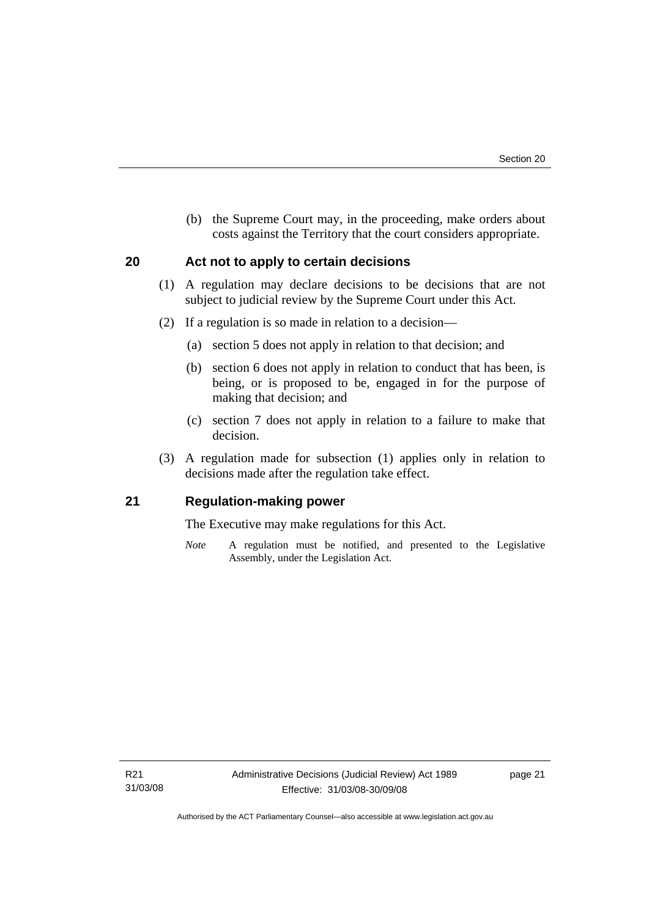(b) the Supreme Court may, in the proceeding, make orders about costs against the Territory that the court considers appropriate.

## 20 Act not to apply to certain decisions

(1) A regulation may declare decisions to be decisions that are not subject to judicial review by the Supreme Court under this Act.

(2) If a regulation is so made in relation to a decision—

(a) section 5 does not apply in relation to that decision; and

(b) section 6 does not apply in relation to conduct that has been, is being, or is proposed to be, engaged in for the purpose of making that decision; and

(c) section 7 does not apply in relation to a failure to make that decision.

(3) A regulation made for subsection (1) applies only in relation to decisions made after the regulation take effect.

## 21 Regulation-making power

The Executive may make regulations for this Act.

*Note* A regulation must be notified, and presented to the Legislative Assembly, under the Legislation Act.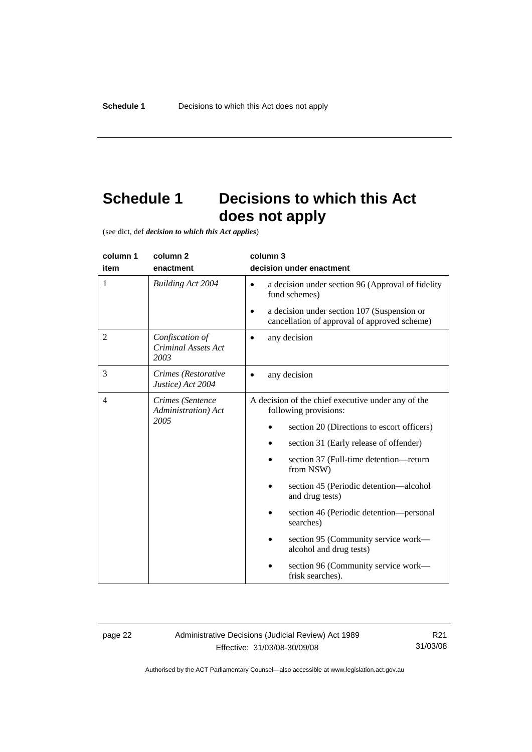# Schedule 1 Decisions to which this Act does not apply

(see dict, def ***decision to which this Act applies***)

| column 1<br>item | column 2<br>enactment | column 3<br>decision under enactment |
|---|---|---|
| 1 | *Building Act 2004* | • a decision under section 96 (Approval of fidelity fund schemes)<br>• a decision under section 107 (Suspension or cancellation of approval of approved scheme) |
| 2 | *Confiscation of Criminal Assets Act 2003* | • any decision |
| 3 | *Crimes (Restorative Justice) Act 2004* | • any decision |
| 4 | *Crimes (Sentence Administration) Act 2005* | A decision of the chief executive under any of the following provisions:<br>• section 20 (Directions to escort officers)<br>• section 31 (Early release of offender)<br>• section 37 (Full-time detention—return from NSW)<br>• section 45 (Periodic detention—alcohol and drug tests)<br>• section 46 (Periodic detention—personal searches)<br>• section 95 (Community service work—alcohol and drug tests)<br>• section 96 (Community service work—frisk searches). |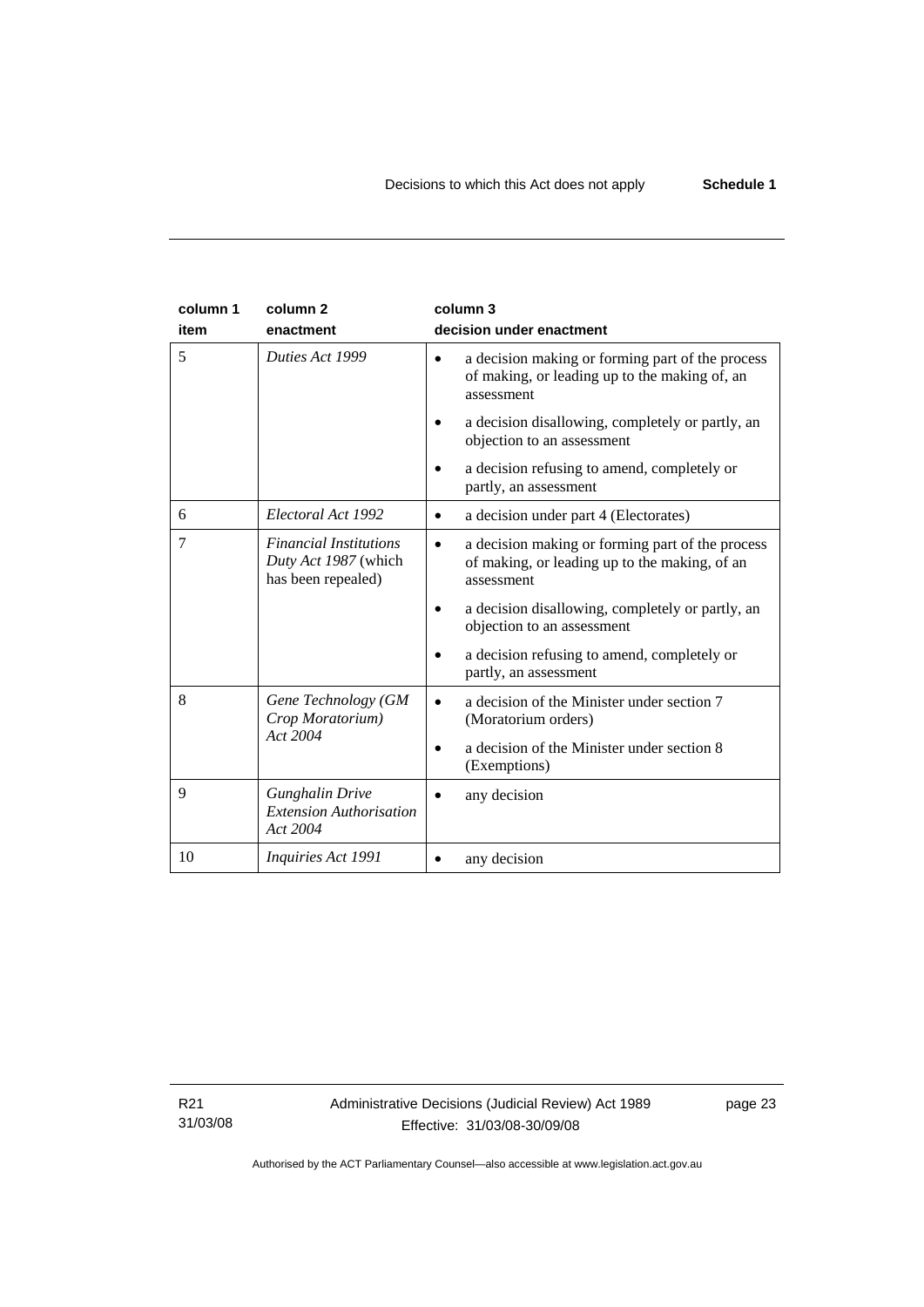| column 1<br>item | column 2<br>enactment | column 3<br>decision under enactment |
|---|---|---|
| 5 | *Duties Act 1999* | • a decision making or forming part of the process of making, or leading up to the making of, an assessment<br>• a decision disallowing, completely or partly, an objection to an assessment<br>• a decision refusing to amend, completely or partly, an assessment |
| 6 | *Electoral Act 1992* | • a decision under part 4 (Electorates) |
| 7 | *Financial Institutions Duty Act 1987* (which has been repealed) | • a decision making or forming part of the process of making, or leading up to the making, of an assessment<br>• a decision disallowing, completely or partly, an objection to an assessment<br>• a decision refusing to amend, completely or partly, an assessment |
| 8 | *Gene Technology (GM Crop Moratorium) Act 2004* | • a decision of the Minister under section 7 (Moratorium orders)<br>• a decision of the Minister under section 8 (Exemptions) |
| 9 | *Gunghalin Drive Extension Authorisation Act 2004* | • any decision |
| 10 | *Inquiries Act 1991* | • any decision |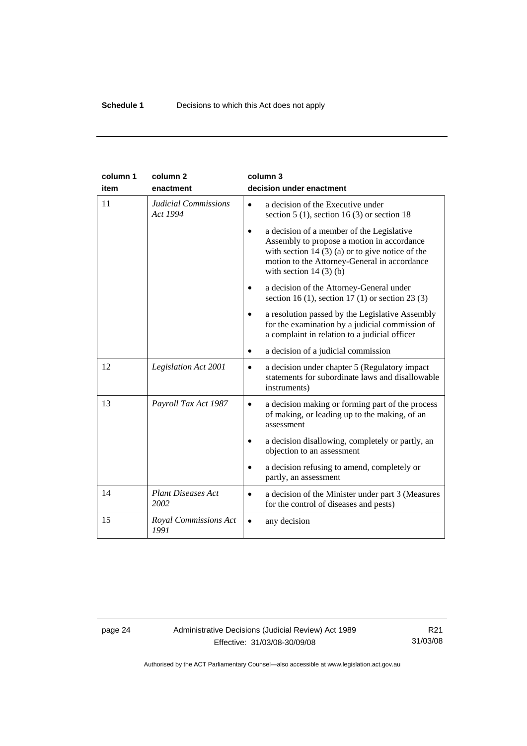| column 1 item | column 2 enactment | column 3 decision under enactment |
|---|---|---|
| 11 | *Judicial Commissions Act 1994* | • a decision of the Executive under section 5 (1), section 16 (3) or section 18 |
| | | • a decision of a member of the Legislative Assembly to propose a motion in accordance with section 14 (3) (a) or to give notice of the motion to the Attorney-General in accordance with section 14 (3) (b) |
| | | • a decision of the Attorney-General under section 16 (1), section 17 (1) or section 23 (3) |
| | | • a resolution passed by the Legislative Assembly for the examination by a judicial commission of a complaint in relation to a judicial officer |
| | | • a decision of a judicial commission |
| 12 | *Legislation Act 2001* | • a decision under chapter 5 (Regulatory impact statements for subordinate laws and disallowable instruments) |
| 13 | *Payroll Tax Act 1987* | • a decision making or forming part of the process of making, or leading up to the making, of an assessment |
| | | • a decision disallowing, completely or partly, an objection to an assessment |
| | | • a decision refusing to amend, completely or partly, an assessment |
| 14 | *Plant Diseases Act 2002* | • a decision of the Minister under part 3 (Measures for the control of diseases and pests) |
| 15 | *Royal Commissions Act 1991* | • any decision |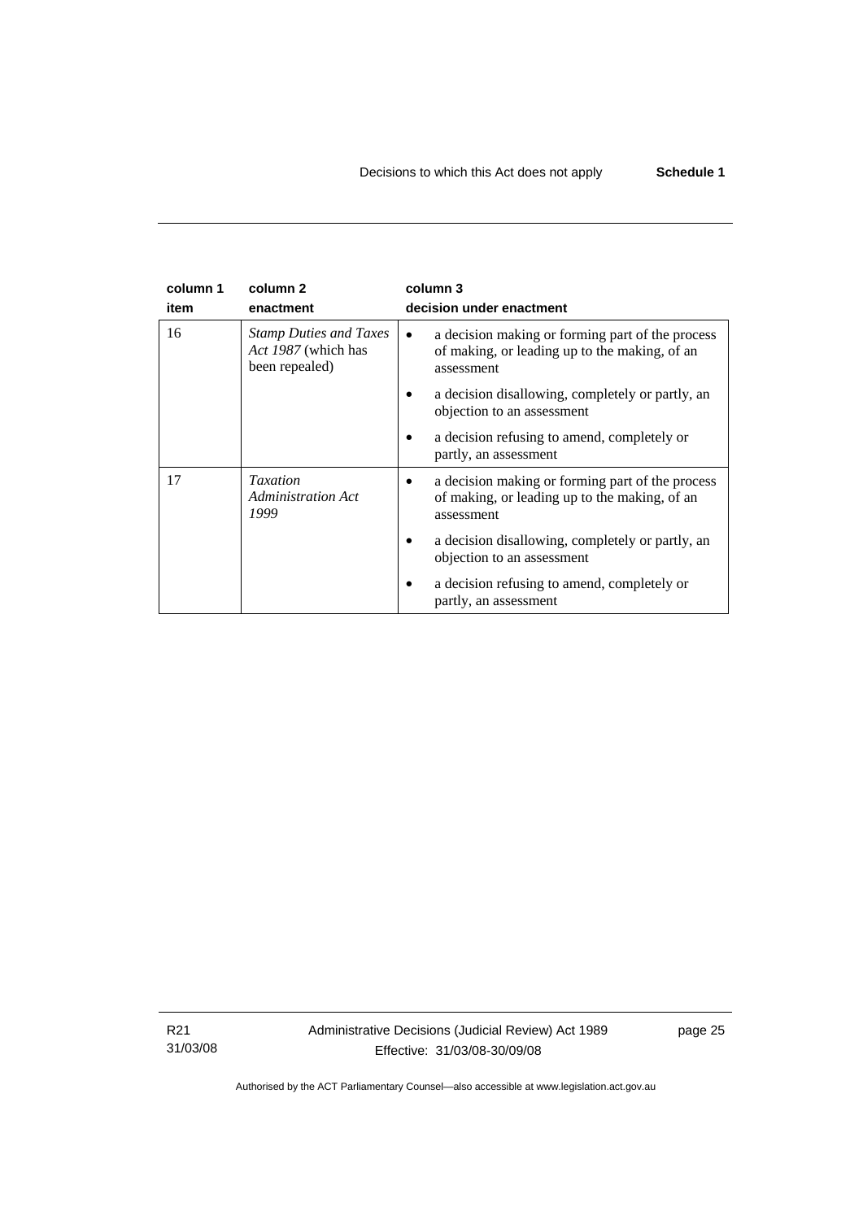| column 1<br>item | column 2<br>enactment | column 3<br>decision under enactment |
|---|---|---|
| 16 | *Stamp Duties and Taxes Act 1987* (which has been repealed) | • a decision making or forming part of the process of making, or leading up to the making, of an assessment<br>• a decision disallowing, completely or partly, an objection to an assessment<br>• a decision refusing to amend, completely or partly, an assessment |
| 17 | *Taxation Administration Act 1999* | • a decision making or forming part of the process of making, or leading up to the making, of an assessment<br>• a decision disallowing, completely or partly, an objection to an assessment<br>• a decision refusing to amend, completely or partly, an assessment |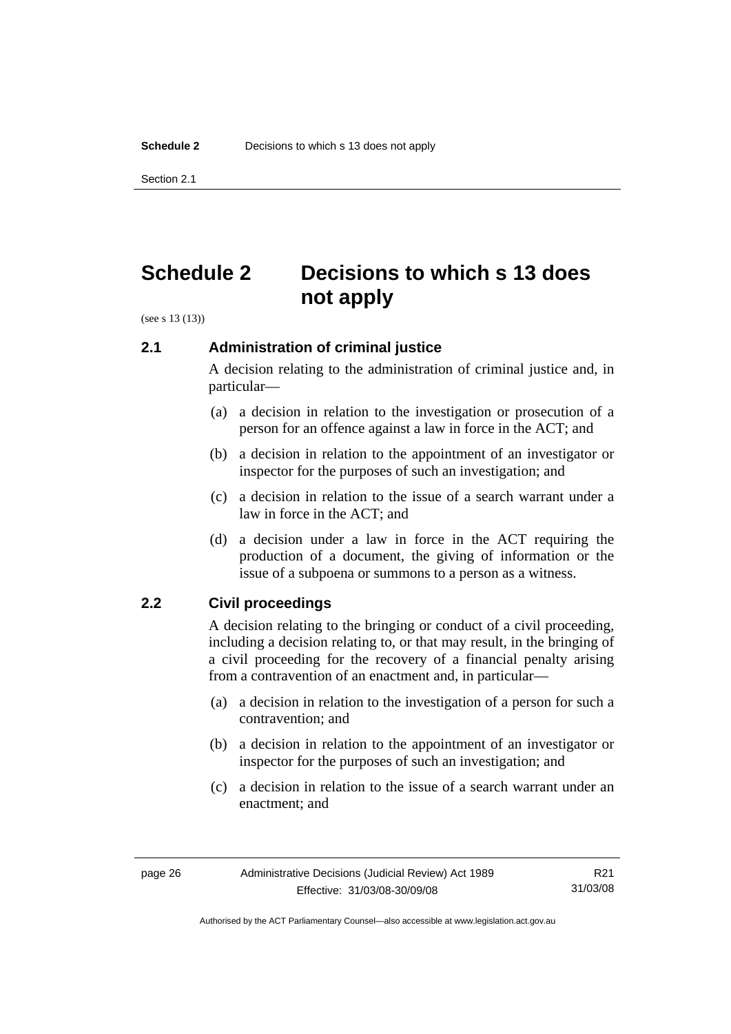# Schedule 2 Decisions to which s 13 does not apply

(see s 13 (13))

## 2.1 Administration of criminal justice

A decision relating to the administration of criminal justice and, in particular—

(a) a decision in relation to the investigation or prosecution of a person for an offence against a law in force in the ACT; and

(b) a decision in relation to the appointment of an investigator or inspector for the purposes of such an investigation; and

(c) a decision in relation to the issue of a search warrant under a law in force in the ACT; and

(d) a decision under a law in force in the ACT requiring the production of a document, the giving of information or the issue of a subpoena or summons to a person as a witness.

## 2.2 Civil proceedings

A decision relating to the bringing or conduct of a civil proceeding, including a decision relating to, or that may result, in the bringing of a civil proceeding for the recovery of a financial penalty arising from a contravention of an enactment and, in particular—

(a) a decision in relation to the investigation of a person for such a contravention; and

(b) a decision in relation to the appointment of an investigator or inspector for the purposes of such an investigation; and

(c) a decision in relation to the issue of a search warrant under an enactment; and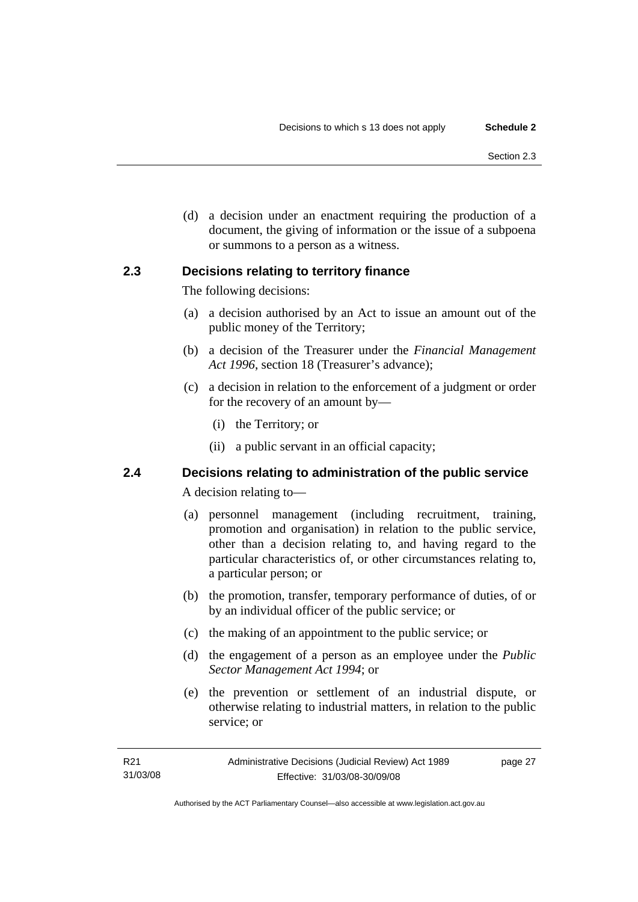(d) a decision under an enactment requiring the production of a document, the giving of information or the issue of a subpoena or summons to a person as a witness.

### 2.3 Decisions relating to territory finance

The following decisions:

(a) a decision authorised by an Act to issue an amount out of the public money of the Territory;

(b) a decision of the Treasurer under the *Financial Management Act 1996*, section 18 (Treasurer's advance);

(c) a decision in relation to the enforcement of a judgment or order for the recovery of an amount by—

  (i) the Territory; or

  (ii) a public servant in an official capacity;

### 2.4 Decisions relating to administration of the public service

A decision relating to—

(a) personnel management (including recruitment, training, promotion and organisation) in relation to the public service, other than a decision relating to, and having regard to the particular characteristics of, or other circumstances relating to, a particular person; or

(b) the promotion, transfer, temporary performance of duties, of or by an individual officer of the public service; or

(c) the making of an appointment to the public service; or

(d) the engagement of a person as an employee under the *Public Sector Management Act 1994*; or

(e) the prevention or settlement of an industrial dispute, or otherwise relating to industrial matters, in relation to the public service; or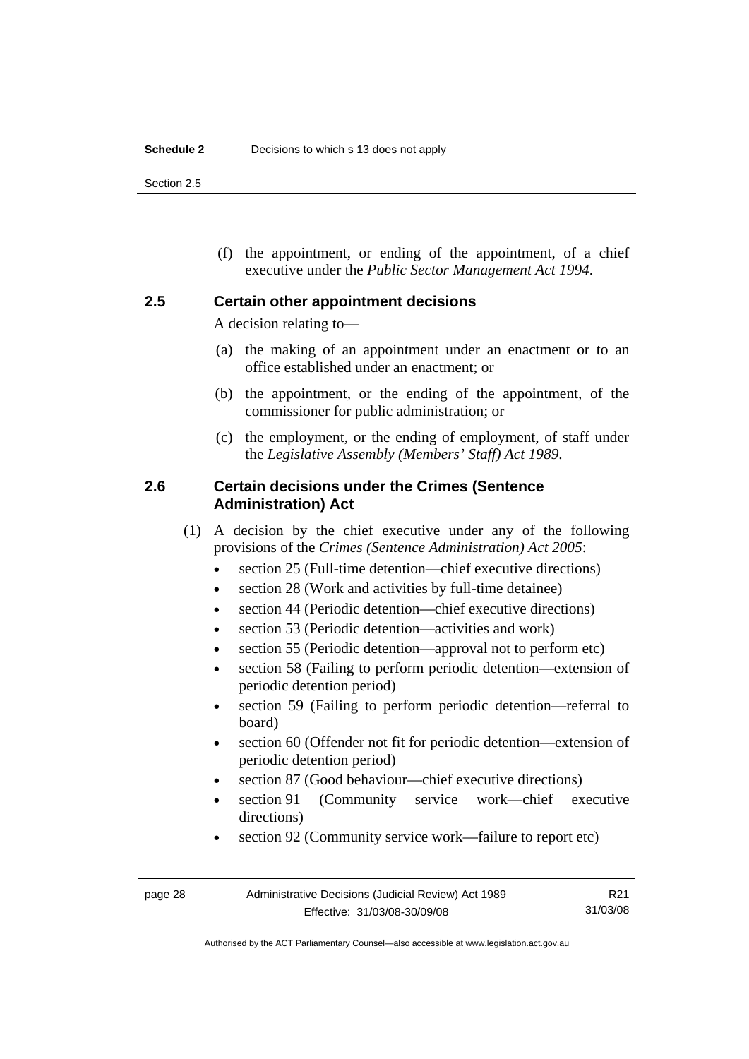(f) the appointment, or ending of the appointment, of a chief executive under the *Public Sector Management Act 1994*.

## 2.5 Certain other appointment decisions

A decision relating to—

(a) the making of an appointment under an enactment or to an office established under an enactment; or

(b) the appointment, or the ending of the appointment, of the commissioner for public administration; or

(c) the employment, or the ending of employment, of staff under the *Legislative Assembly (Members' Staff) Act 1989*.

## 2.6 Certain decisions under the Crimes (Sentence Administration) Act

(1) A decision by the chief executive under any of the following provisions of the *Crimes (Sentence Administration) Act 2005*:

- section 25 (Full-time detention—chief executive directions)
- section 28 (Work and activities by full-time detainee)
- section 44 (Periodic detention—chief executive directions)
- section 53 (Periodic detention—activities and work)
- section 55 (Periodic detention—approval not to perform etc)
- section 58 (Failing to perform periodic detention—extension of periodic detention period)
- section 59 (Failing to perform periodic detention—referral to board)
- section 60 (Offender not fit for periodic detention—extension of periodic detention period)
- section 87 (Good behaviour—chief executive directions)
- section 91 (Community service work—chief executive directions)
- section 92 (Community service work—failure to report etc)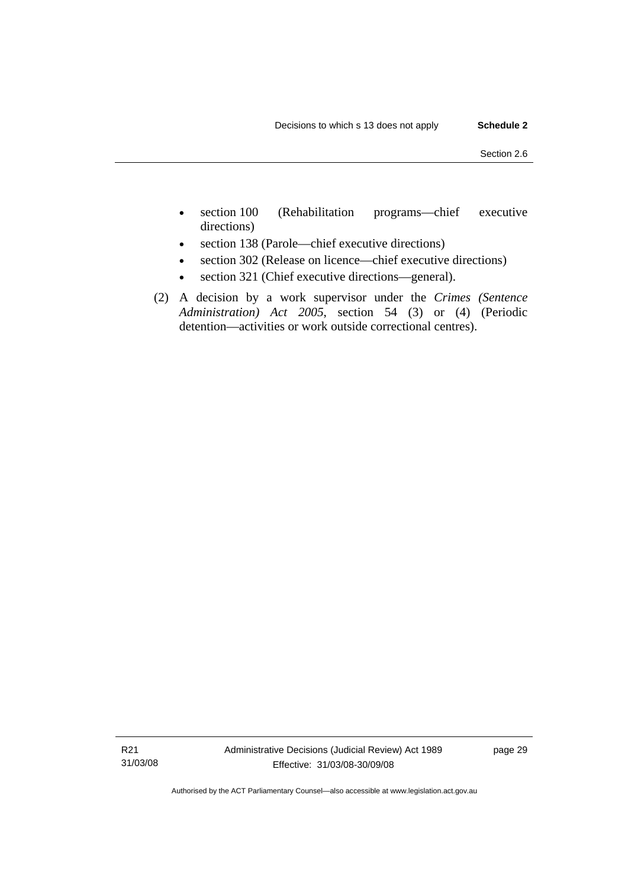- section 100 (Rehabilitation programs—chief executive directions)
- section 138 (Parole—chief executive directions)
- section 302 (Release on licence—chief executive directions)
- section 321 (Chief executive directions—general).

(2) A decision by a work supervisor under the *Crimes (Sentence Administration) Act 2005*, section 54 (3) or (4) (Periodic detention—activities or work outside correctional centres).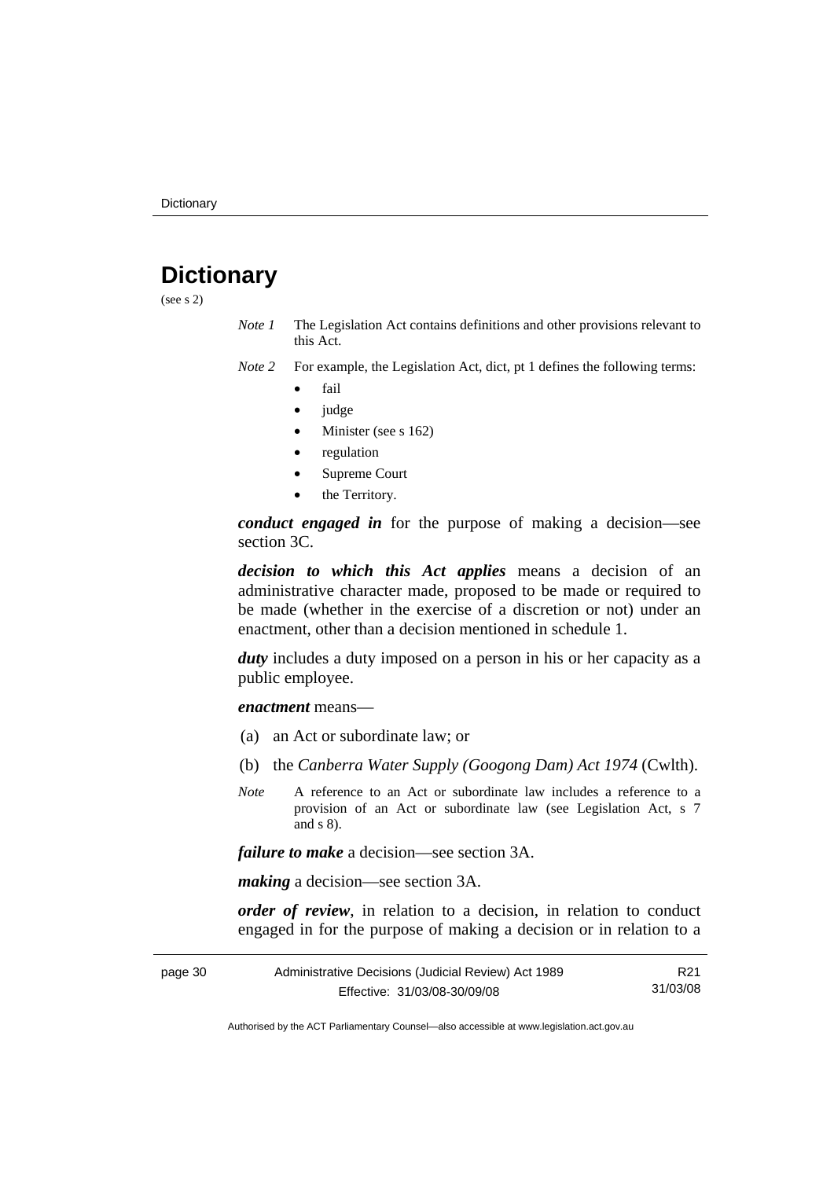# Dictionary

(see s 2)

*Note 1* The Legislation Act contains definitions and other provisions relevant to this Act.

*Note 2* For example, the Legislation Act, dict, pt 1 defines the following terms:

- fail
- judge
- Minister (see s 162)
- regulation
- Supreme Court
- the Territory.

***conduct engaged in*** for the purpose of making a decision—see section 3C.

***decision to which this Act applies*** means a decision of an administrative character made, proposed to be made or required to be made (whether in the exercise of a discretion or not) under an enactment, other than a decision mentioned in schedule 1.

***duty*** includes a duty imposed on a person in his or her capacity as a public employee.

***enactment*** means—

(a) an Act or subordinate law; or

(b) the *Canberra Water Supply (Googong Dam) Act 1974* (Cwlth).

*Note* A reference to an Act or subordinate law includes a reference to a provision of an Act or subordinate law (see Legislation Act, s 7 and s 8).

***failure to make*** a decision—see section 3A.

***making*** a decision—see section 3A.

***order of review***, in relation to a decision, in relation to conduct engaged in for the purpose of making a decision or in relation to a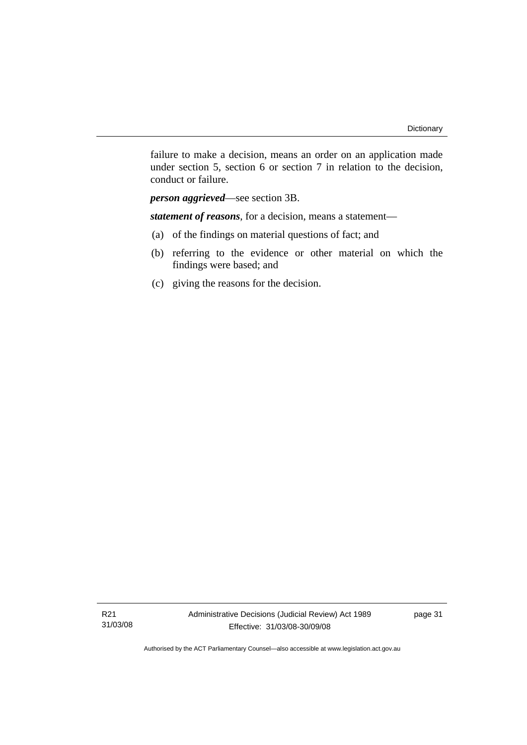failure to make a decision, means an order on an application made under section 5, section 6 or section 7 in relation to the decision, conduct or failure.

***person aggrieved***—see section 3B.

***statement of reasons***, for a decision, means a statement—

(a) of the findings on material questions of fact; and

(b) referring to the evidence or other material on which the findings were based; and

(c) giving the reasons for the decision.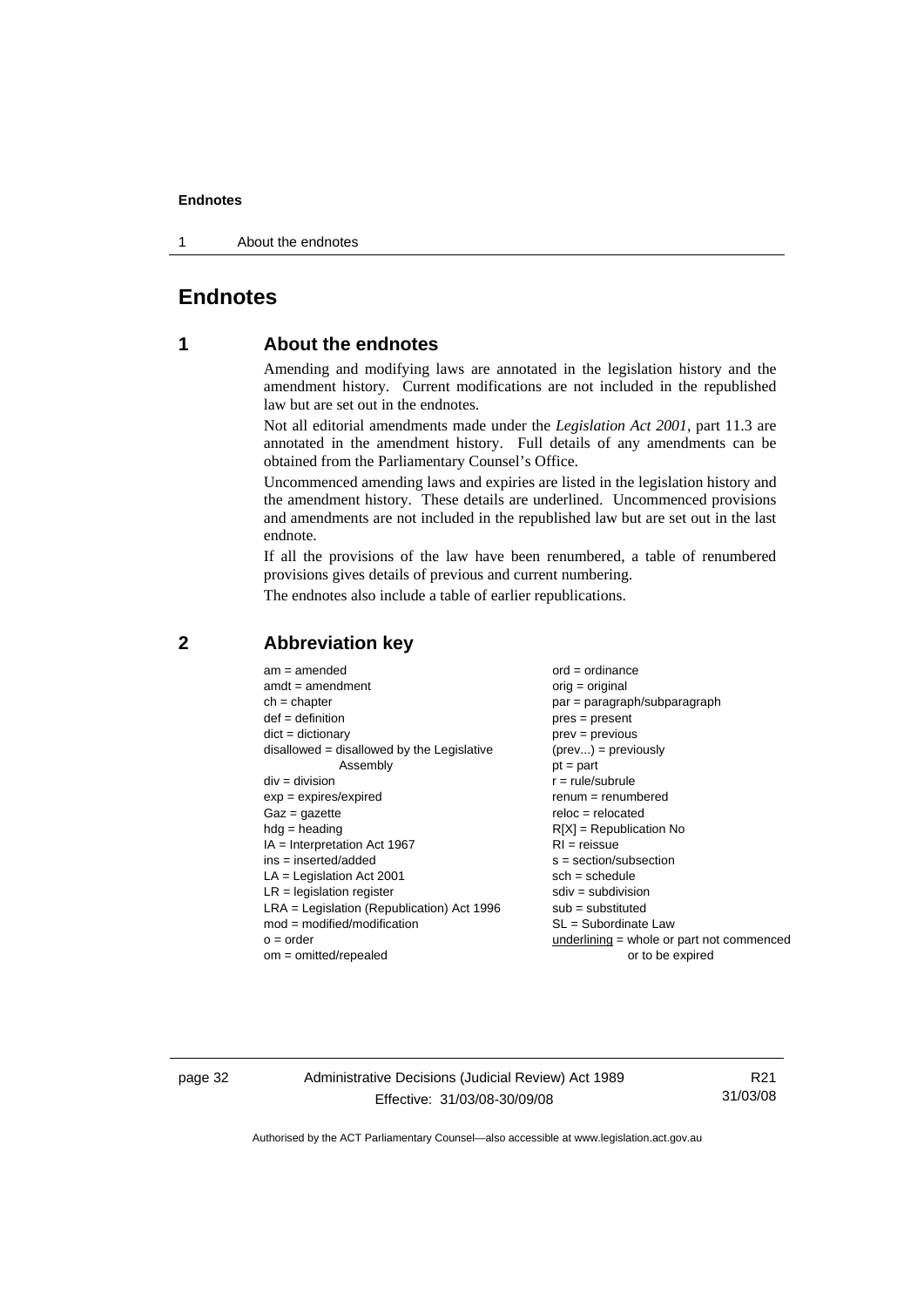# Endnotes

## 1 About the endnotes

Amending and modifying laws are annotated in the legislation history and the amendment history. Current modifications are not included in the republished law but are set out in the endnotes.

Not all editorial amendments made under the *Legislation Act 2001*, part 11.3 are annotated in the amendment history. Full details of any amendments can be obtained from the Parliamentary Counsel's Office.

Uncommenced amending laws and expiries are listed in the legislation history and the amendment history. These details are underlined. Uncommenced provisions and amendments are not included in the republished law but are set out in the last endnote.

If all the provisions of the law have been renumbered, a table of renumbered provisions gives details of previous and current numbering.

The endnotes also include a table of earlier republications.

## 2 Abbreviation key

am = amended
amdt = amendment
ch = chapter
def = definition
dict = dictionary
disallowed = disallowed by the Legislative Assembly
div = division
exp = expires/expired
Gaz = gazette
hdg = heading
IA = Interpretation Act 1967
ins = inserted/added
LA = Legislation Act 2001
LR = legislation register
LRA = Legislation (Republication) Act 1996
mod = modified/modification
o = order
om = omitted/repealed
ord = ordinance
orig = original
par = paragraph/subparagraph
pres = present
prev = previous
(prev...) = previously
pt = part
r = rule/subrule
renum = renumbered
reloc = relocated
R[X] = Republication No
RI = reissue
s = section/subsection
sch = schedule
sdiv = subdivision
sub = substituted
SL = Subordinate Law
underlining = whole or part not commenced or to be expired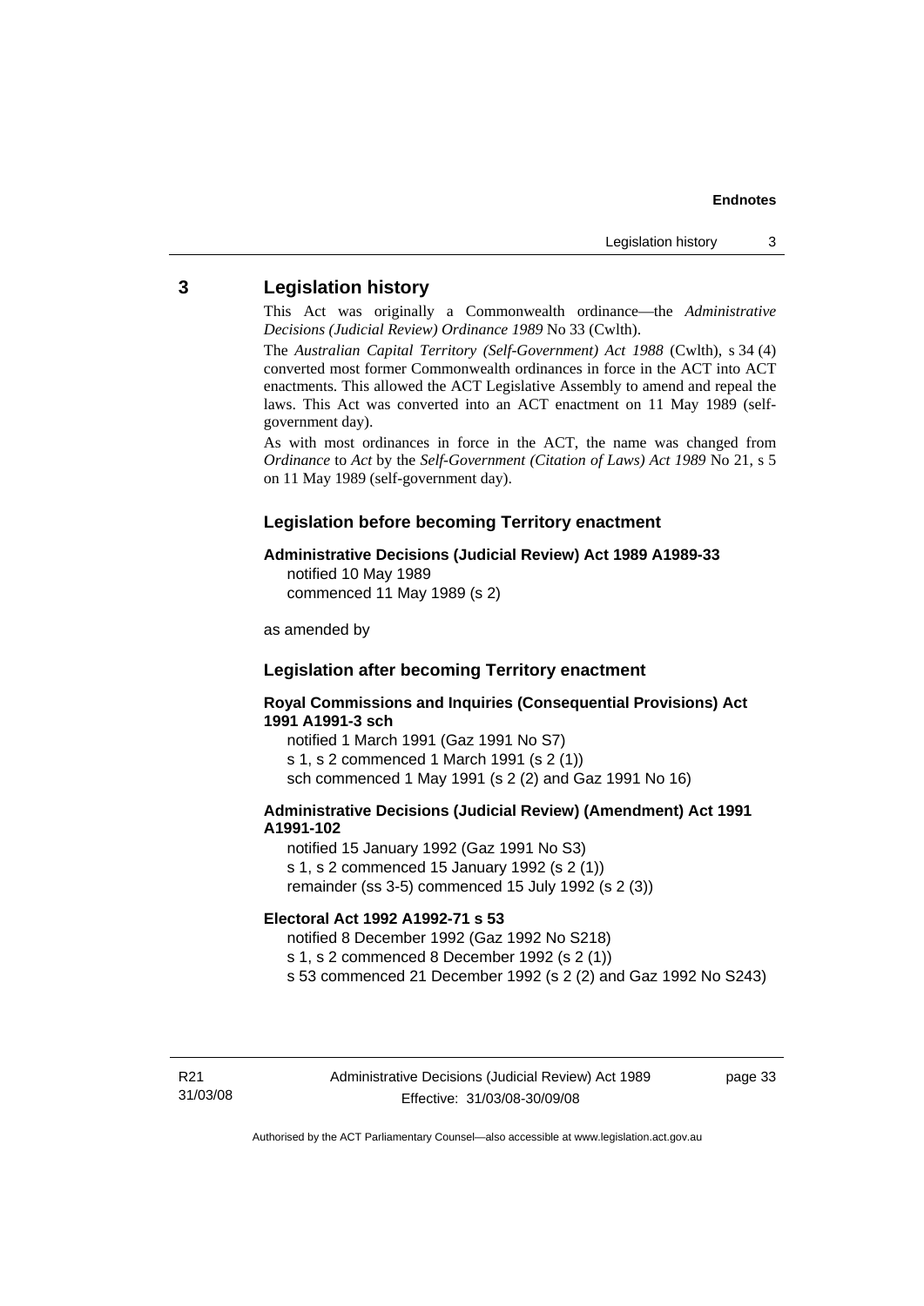## 3 Legislation history

This Act was originally a Commonwealth ordinance—the *Administrative Decisions (Judicial Review) Ordinance 1989* No 33 (Cwlth).

The *Australian Capital Territory (Self-Government) Act 1988* (Cwlth), s 34 (4) converted most former Commonwealth ordinances in force in the ACT into ACT enactments. This allowed the ACT Legislative Assembly to amend and repeal the laws. This Act was converted into an ACT enactment on 11 May 1989 (self-government day).

As with most ordinances in force in the ACT, the name was changed from *Ordinance* to *Act* by the *Self-Government (Citation of Laws) Act 1989* No 21, s 5 on 11 May 1989 (self-government day).

### Legislation before becoming Territory enactment

**Administrative Decisions (Judicial Review) Act 1989 A1989-33**
notified 10 May 1989
commenced 11 May 1989 (s 2)

as amended by

### Legislation after becoming Territory enactment

**Royal Commissions and Inquiries (Consequential Provisions) Act 1991 A1991-3 sch**
notified 1 March 1991 (Gaz 1991 No S7)
s 1, s 2 commenced 1 March 1991 (s 2 (1))
sch commenced 1 May 1991 (s 2 (2) and Gaz 1991 No 16)

**Administrative Decisions (Judicial Review) (Amendment) Act 1991 A1991-102**
notified 15 January 1992 (Gaz 1991 No S3)
s 1, s 2 commenced 15 January 1992 (s 2 (1))
remainder (ss 3-5) commenced 15 July 1992 (s 2 (3))

**Electoral Act 1992 A1992-71 s 53**
notified 8 December 1992 (Gaz 1992 No S218)
s 1, s 2 commenced 8 December 1992 (s 2 (1))
s 53 commenced 21 December 1992 (s 2 (2) and Gaz 1992 No S243)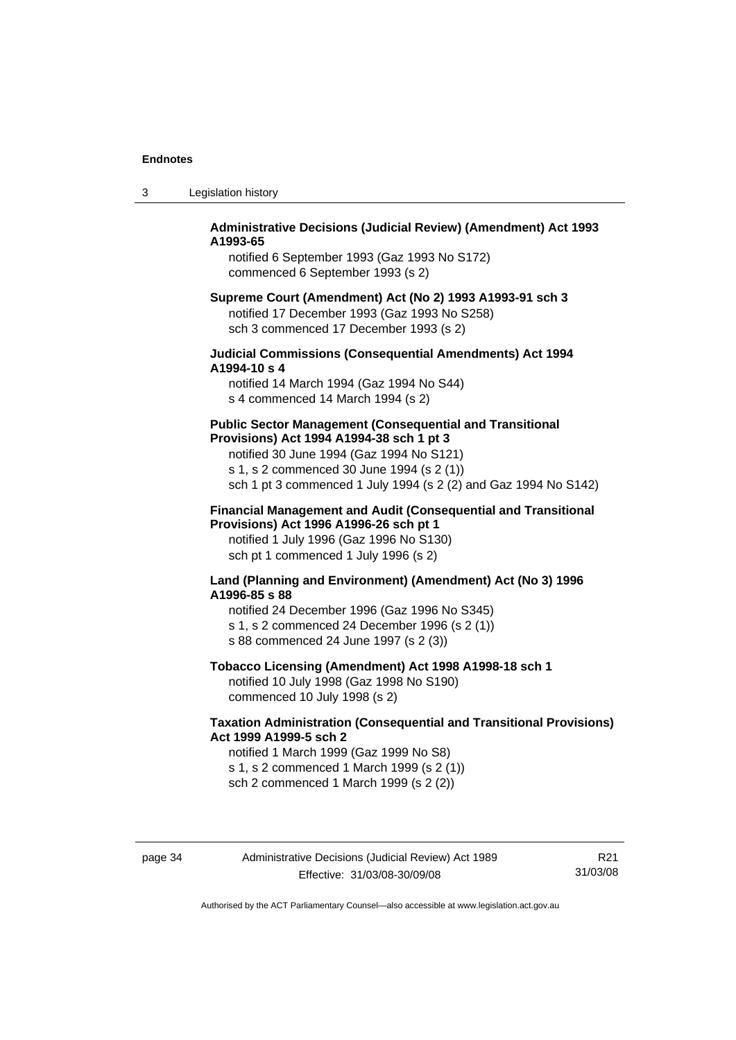**Administrative Decisions (Judicial Review) (Amendment) Act 1993 A1993-65**

notified 6 September 1993 (Gaz 1993 No S172)
commenced 6 September 1993 (s 2)

**Supreme Court (Amendment) Act (No 2) 1993 A1993-91 sch 3**

notified 17 December 1993 (Gaz 1993 No S258)
sch 3 commenced 17 December 1993 (s 2)

**Judicial Commissions (Consequential Amendments) Act 1994 A1994-10 s 4**

notified 14 March 1994 (Gaz 1994 No S44)
s 4 commenced 14 March 1994 (s 2)

**Public Sector Management (Consequential and Transitional Provisions) Act 1994 A1994-38 sch 1 pt 3**

notified 30 June 1994 (Gaz 1994 No S121)
s 1, s 2 commenced 30 June 1994 (s 2 (1))
sch 1 pt 3 commenced 1 July 1994 (s 2 (2) and Gaz 1994 No S142)

**Financial Management and Audit (Consequential and Transitional Provisions) Act 1996 A1996-26 sch pt 1**

notified 1 July 1996 (Gaz 1996 No S130)
sch pt 1 commenced 1 July 1996 (s 2)

**Land (Planning and Environment) (Amendment) Act (No 3) 1996 A1996-85 s 88**

notified 24 December 1996 (Gaz 1996 No S345)
s 1, s 2 commenced 24 December 1996 (s 2 (1))
s 88 commenced 24 June 1997 (s 2 (3))

**Tobacco Licensing (Amendment) Act 1998 A1998-18 sch 1**

notified 10 July 1998 (Gaz 1998 No S190)
commenced 10 July 1998 (s 2)

**Taxation Administration (Consequential and Transitional Provisions) Act 1999 A1999-5 sch 2**

notified 1 March 1999 (Gaz 1999 No S8)
s 1, s 2 commenced 1 March 1999 (s 2 (1))
sch 2 commenced 1 March 1999 (s 2 (2))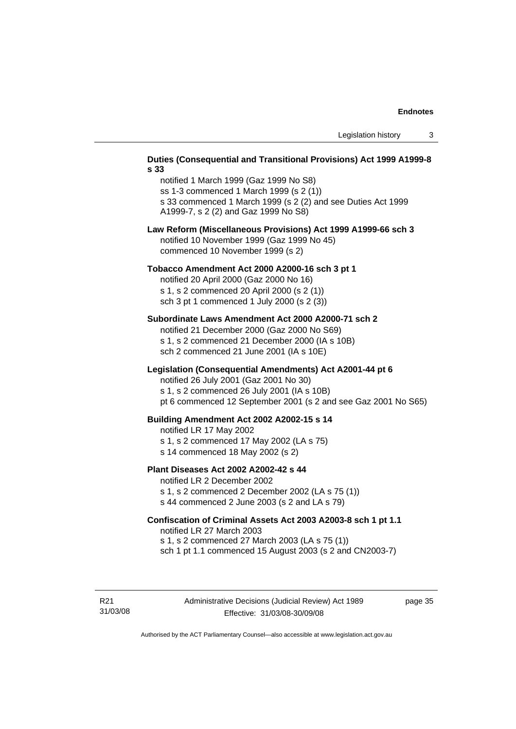**Duties (Consequential and Transitional Provisions) Act 1999 A1999-8 s 33**

notified 1 March 1999 (Gaz 1999 No S8)
ss 1-3 commenced 1 March 1999 (s 2 (1))
s 33 commenced 1 March 1999 (s 2 (2) and see Duties Act 1999 A1999-7, s 2 (2) and Gaz 1999 No S8)

**Law Reform (Miscellaneous Provisions) Act 1999 A1999-66 sch 3**

notified 10 November 1999 (Gaz 1999 No 45)
commenced 10 November 1999 (s 2)

**Tobacco Amendment Act 2000 A2000-16 sch 3 pt 1**

notified 20 April 2000 (Gaz 2000 No 16)
s 1, s 2 commenced 20 April 2000 (s 2 (1))
sch 3 pt 1 commenced 1 July 2000 (s 2 (3))

**Subordinate Laws Amendment Act 2000 A2000-71 sch 2**

notified 21 December 2000 (Gaz 2000 No S69)
s 1, s 2 commenced 21 December 2000 (IA s 10B)
sch 2 commenced 21 June 2001 (IA s 10E)

**Legislation (Consequential Amendments) Act A2001-44 pt 6**

notified 26 July 2001 (Gaz 2001 No 30)
s 1, s 2 commenced 26 July 2001 (IA s 10B)
pt 6 commenced 12 September 2001 (s 2 and see Gaz 2001 No S65)

**Building Amendment Act 2002 A2002-15 s 14**

notified LR 17 May 2002
s 1, s 2 commenced 17 May 2002 (LA s 75)
s 14 commenced 18 May 2002 (s 2)

**Plant Diseases Act 2002 A2002-42 s 44**

notified LR 2 December 2002
s 1, s 2 commenced 2 December 2002 (LA s 75 (1))
s 44 commenced 2 June 2003 (s 2 and LA s 79)

**Confiscation of Criminal Assets Act 2003 A2003-8 sch 1 pt 1.1**

notified LR 27 March 2003
s 1, s 2 commenced 27 March 2003 (LA s 75 (1))
sch 1 pt 1.1 commenced 15 August 2003 (s 2 and CN2003-7)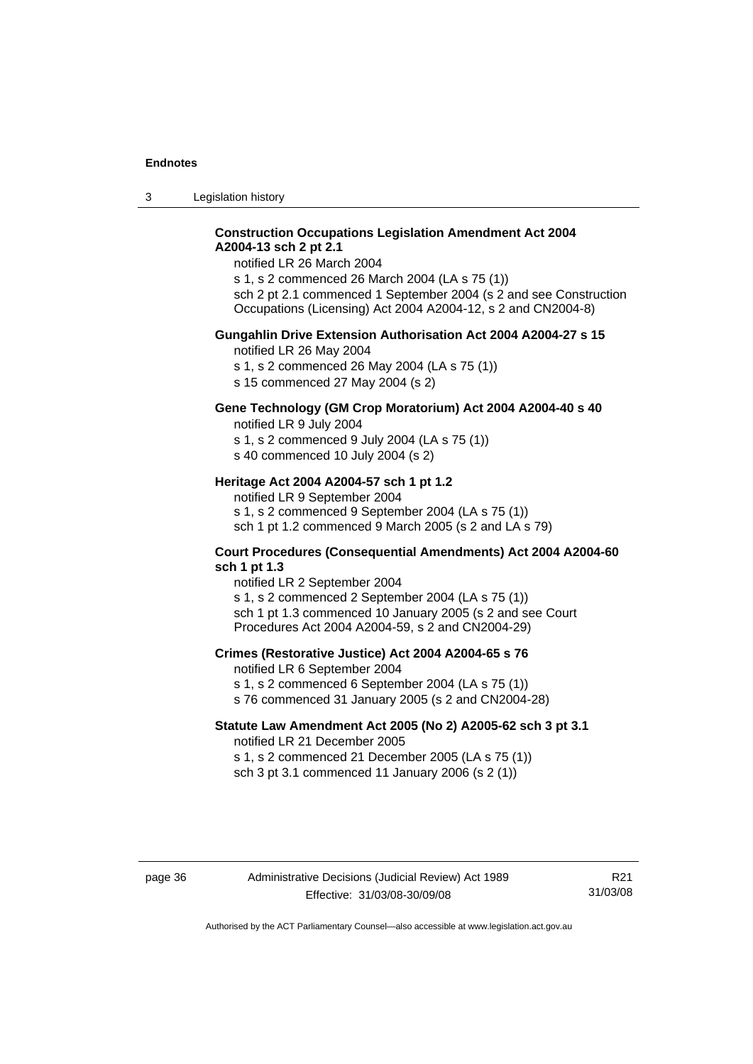**Construction Occupations Legislation Amendment Act 2004 A2004-13 sch 2 pt 2.1**

notified LR 26 March 2004

s 1, s 2 commenced 26 March 2004 (LA s 75 (1))

sch 2 pt 2.1 commenced 1 September 2004 (s 2 and see Construction Occupations (Licensing) Act 2004 A2004-12, s 2 and CN2004-8)

**Gungahlin Drive Extension Authorisation Act 2004 A2004-27 s 15**

notified LR 26 May 2004

s 1, s 2 commenced 26 May 2004 (LA s 75 (1))

s 15 commenced 27 May 2004 (s 2)

**Gene Technology (GM Crop Moratorium) Act 2004 A2004-40 s 40**

notified LR 9 July 2004

s 1, s 2 commenced 9 July 2004 (LA s 75 (1))

s 40 commenced 10 July 2004 (s 2)

**Heritage Act 2004 A2004-57 sch 1 pt 1.2**

notified LR 9 September 2004

s 1, s 2 commenced 9 September 2004 (LA s 75 (1))

sch 1 pt 1.2 commenced 9 March 2005 (s 2 and LA s 79)

**Court Procedures (Consequential Amendments) Act 2004 A2004-60 sch 1 pt 1.3**

notified LR 2 September 2004

s 1, s 2 commenced 2 September 2004 (LA s 75 (1))

sch 1 pt 1.3 commenced 10 January 2005 (s 2 and see Court Procedures Act 2004 A2004-59, s 2 and CN2004-29)

**Crimes (Restorative Justice) Act 2004 A2004-65 s 76**

notified LR 6 September 2004

s 1, s 2 commenced 6 September 2004 (LA s 75 (1))

s 76 commenced 31 January 2005 (s 2 and CN2004-28)

**Statute Law Amendment Act 2005 (No 2) A2005-62 sch 3 pt 3.1**

notified LR 21 December 2005

s 1, s 2 commenced 21 December 2005 (LA s 75 (1))

sch 3 pt 3.1 commenced 11 January 2006 (s 2 (1))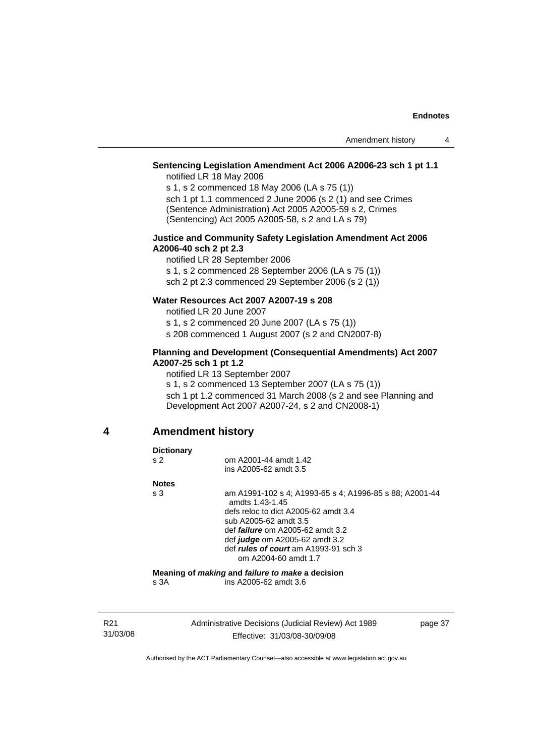**Sentencing Legislation Amendment Act 2006 A2006-23 sch 1 pt 1.1**

notified LR 18 May 2006

s 1, s 2 commenced 18 May 2006 (LA s 75 (1))

sch 1 pt 1.1 commenced 2 June 2006 (s 2 (1) and see Crimes (Sentence Administration) Act 2005 A2005-59 s 2, Crimes (Sentencing) Act 2005 A2005-58, s 2 and LA s 79)

**Justice and Community Safety Legislation Amendment Act 2006 A2006-40 sch 2 pt 2.3**

notified LR 28 September 2006

s 1, s 2 commenced 28 September 2006 (LA s 75 (1))

sch 2 pt 2.3 commenced 29 September 2006 (s 2 (1))

**Water Resources Act 2007 A2007-19 s 208**

notified LR 20 June 2007

s 1, s 2 commenced 20 June 2007 (LA s 75 (1))

s 208 commenced 1 August 2007 (s 2 and CN2007-8)

**Planning and Development (Consequential Amendments) Act 2007 A2007-25 sch 1 pt 1.2**

notified LR 13 September 2007

s 1, s 2 commenced 13 September 2007 (LA s 75 (1))

sch 1 pt 1.2 commenced 31 March 2008 (s 2 and see Planning and Development Act 2007 A2007-24, s 2 and CN2008-1)

## 4 Amendment history

**Dictionary**

| | |
|---|---|
| s 2 | om A2001-44 amdt 1.42<br>ins A2005-62 amdt 3.5 |

**Notes**

| | |
|---|---|
| s 3 | am A1991-102 s 4; A1993-65 s 4; A1996-85 s 88; A2001-44 amdts 1.43-1.45<br>defs reloc to dict A2005-62 amdt 3.4<br>sub A2005-62 amdt 3.5<br>def ***failure*** om A2005-62 amdt 3.2<br>def ***judge*** om A2005-62 amdt 3.2<br>def ***rules of court*** am A1993-91 sch 3<br>om A2004-60 amdt 1.7 |

**Meaning of *making* and *failure to make* a decision**

| | |
|---|---|
| s 3A | ins A2005-62 amdt 3.6 |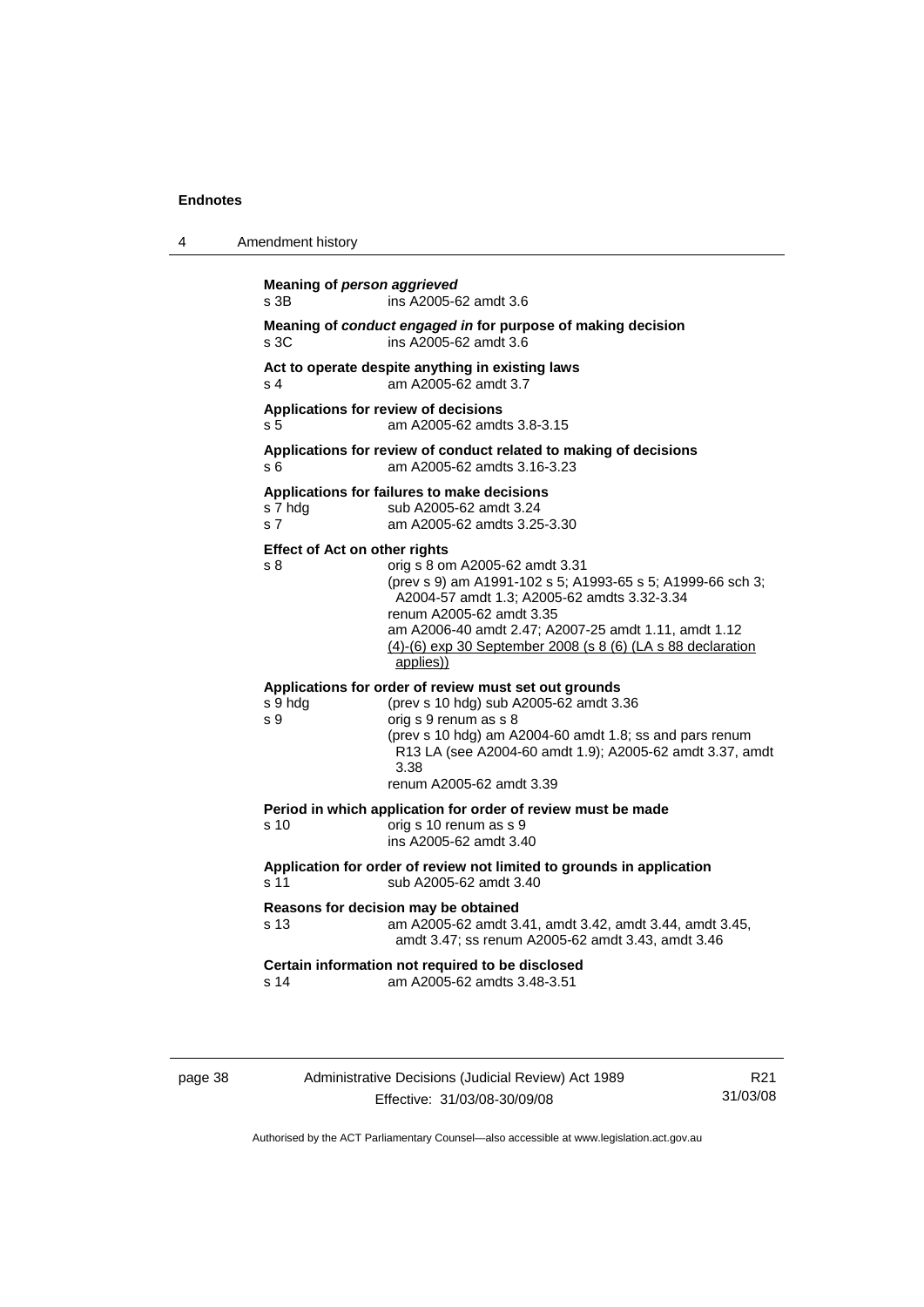## 4 Amendment history

**Meaning of *person aggrieved***
s 3B ins A2005-62 amdt 3.6

**Meaning of *conduct engaged in* for purpose of making decision**
s 3C ins A2005-62 amdt 3.6

**Act to operate despite anything in existing laws**
s 4 am A2005-62 amdt 3.7

**Applications for review of decisions**
s 5 am A2005-62 amdts 3.8-3.15

**Applications for review of conduct related to making of decisions**
s 6 am A2005-62 amdts 3.16-3.23

**Applications for failures to make decisions**
s 7 hdg sub A2005-62 amdt 3.24
s 7 am A2005-62 amdts 3.25-3.30

**Effect of Act on other rights**
s 8 orig s 8 om A2005-62 amdt 3.31
(prev s 9) am A1991-102 s 5; A1993-65 s 5; A1999-66 sch 3; A2004-57 amdt 1.3; A2005-62 amdts 3.32-3.34
renum A2005-62 amdt 3.35
am A2006-40 amdt 2.47; A2007-25 amdt 1.11, amdt 1.12
<u>(4)-(6) exp 30 September 2008 (s 8 (6) (LA s 88 declaration applies))</u>

**Applications for order of review must set out grounds**
s 9 hdg (prev s 10 hdg) sub A2005-62 amdt 3.36
s 9 orig s 9 renum as s 8
(prev s 10 hdg) am A2004-60 amdt 1.8; ss and pars renum R13 LA (see A2004-60 amdt 1.9); A2005-62 amdt 3.37, amdt 3.38
renum A2005-62 amdt 3.39

**Period in which application for order of review must be made**
s 10 orig s 10 renum as s 9
ins A2005-62 amdt 3.40

**Application for order of review not limited to grounds in application**
s 11 sub A2005-62 amdt 3.40

**Reasons for decision may be obtained**
s 13 am A2005-62 amdt 3.41, amdt 3.42, amdt 3.44, amdt 3.45, amdt 3.47; ss renum A2005-62 amdt 3.43, amdt 3.46

**Certain information not required to be disclosed**
s 14 am A2005-62 amdts 3.48-3.51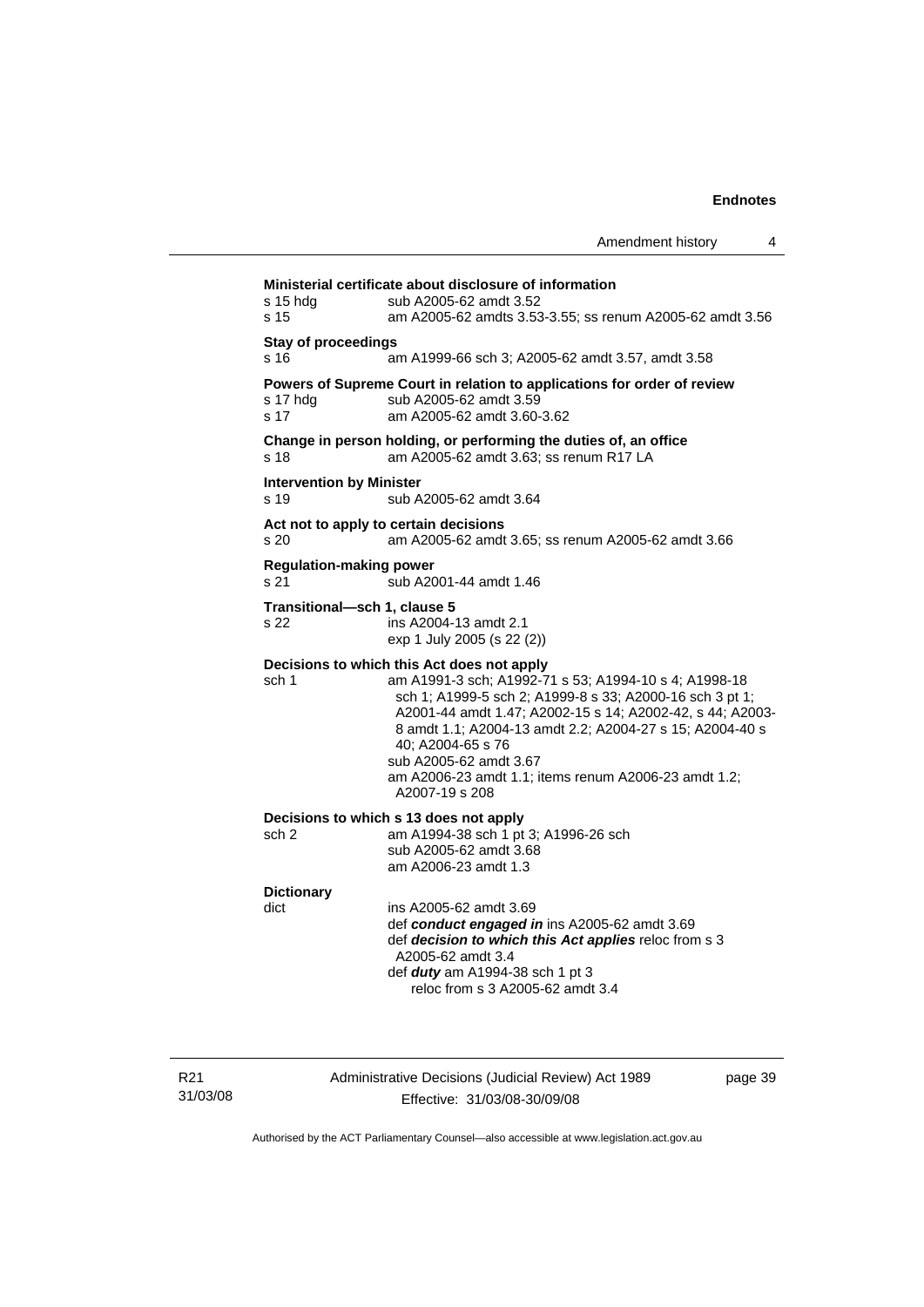**Ministerial certificate about disclosure of information**

s 15 hdg sub A2005-62 amdt 3.52

s 15 am A2005-62 amdts 3.53-3.55; ss renum A2005-62 amdt 3.56

**Stay of proceedings**

s 16 am A1999-66 sch 3; A2005-62 amdt 3.57, amdt 3.58

**Powers of Supreme Court in relation to applications for order of review**

s 17 hdg sub A2005-62 amdt 3.59

s 17 am A2005-62 amdt 3.60-3.62

**Change in person holding, or performing the duties of, an office**

s 18 am A2005-62 amdt 3.63; ss renum R17 LA

**Intervention by Minister**

s 19 sub A2005-62 amdt 3.64

**Act not to apply to certain decisions**

s 20 am A2005-62 amdt 3.65; ss renum A2005-62 amdt 3.66

**Regulation-making power**

s 21 sub A2001-44 amdt 1.46

**Transitional—sch 1, clause 5**

s 22 ins A2004-13 amdt 2.1
exp 1 July 2005 (s 22 (2))

**Decisions to which this Act does not apply**

sch 1 am A1991-3 sch; A1992-71 s 53; A1994-10 s 4; A1998-18 sch 1; A1999-5 sch 2; A1999-8 s 33; A2000-16 sch 3 pt 1; A2001-44 amdt 1.47; A2002-15 s 14; A2002-42, s 44; A2003-8 amdt 1.1; A2004-13 amdt 2.2; A2004-27 s 15; A2004-40 s 40; A2004-65 s 76
sub A2005-62 amdt 3.67
am A2006-23 amdt 1.1; items renum A2006-23 amdt 1.2; A2007-19 s 208

**Decisions to which s 13 does not apply**

sch 2 am A1994-38 sch 1 pt 3; A1996-26 sch
sub A2005-62 amdt 3.68
am A2006-23 amdt 1.3

**Dictionary**

dict ins A2005-62 amdt 3.69
def ***conduct engaged in*** ins A2005-62 amdt 3.69
def ***decision to which this Act applies*** reloc from s 3 A2005-62 amdt 3.4
def ***duty*** am A1994-38 sch 1 pt 3
reloc from s 3 A2005-62 amdt 3.4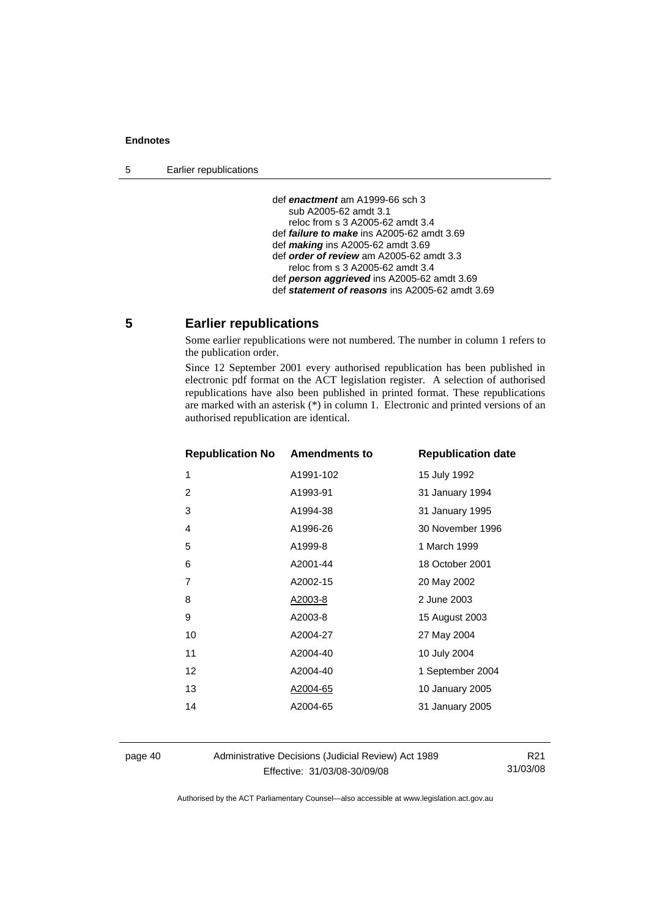def ***enactment*** am A1999-66 sch 3
    sub A2005-62 amdt 3.1
    reloc from s 3 A2005-62 amdt 3.4
def ***failure to make*** ins A2005-62 amdt 3.69
def ***making*** ins A2005-62 amdt 3.69
def ***order of review*** am A2005-62 amdt 3.3
    reloc from s 3 A2005-62 amdt 3.4
def ***person aggrieved*** ins A2005-62 amdt 3.69
def ***statement of reasons*** ins A2005-62 amdt 3.69

## 5 Earlier republications

Some earlier republications were not numbered. The number in column 1 refers to the publication order.

Since 12 September 2001 every authorised republication has been published in electronic pdf format on the ACT legislation register. A selection of authorised republications have also been published in printed format. These republications are marked with an asterisk (*) in column 1. Electronic and printed versions of an authorised republication are identical.

| Republication No | Amendments to | Republication date |
|---|---|---|
| 1 | A1991-102 | 15 July 1992 |
| 2 | A1993-91 | 31 January 1994 |
| 3 | A1994-38 | 31 January 1995 |
| 4 | A1996-26 | 30 November 1996 |
| 5 | A1999-8 | 1 March 1999 |
| 6 | A2001-44 | 18 October 2001 |
| 7 | A2002-15 | 20 May 2002 |
| 8 | A2003-8 | 2 June 2003 |
| 9 | A2003-8 | 15 August 2003 |
| 10 | A2004-27 | 27 May 2004 |
| 11 | A2004-40 | 10 July 2004 |
| 12 | A2004-40 | 1 September 2004 |
| 13 | A2004-65 | 10 January 2005 |
| 14 | A2004-65 | 31 January 2005 |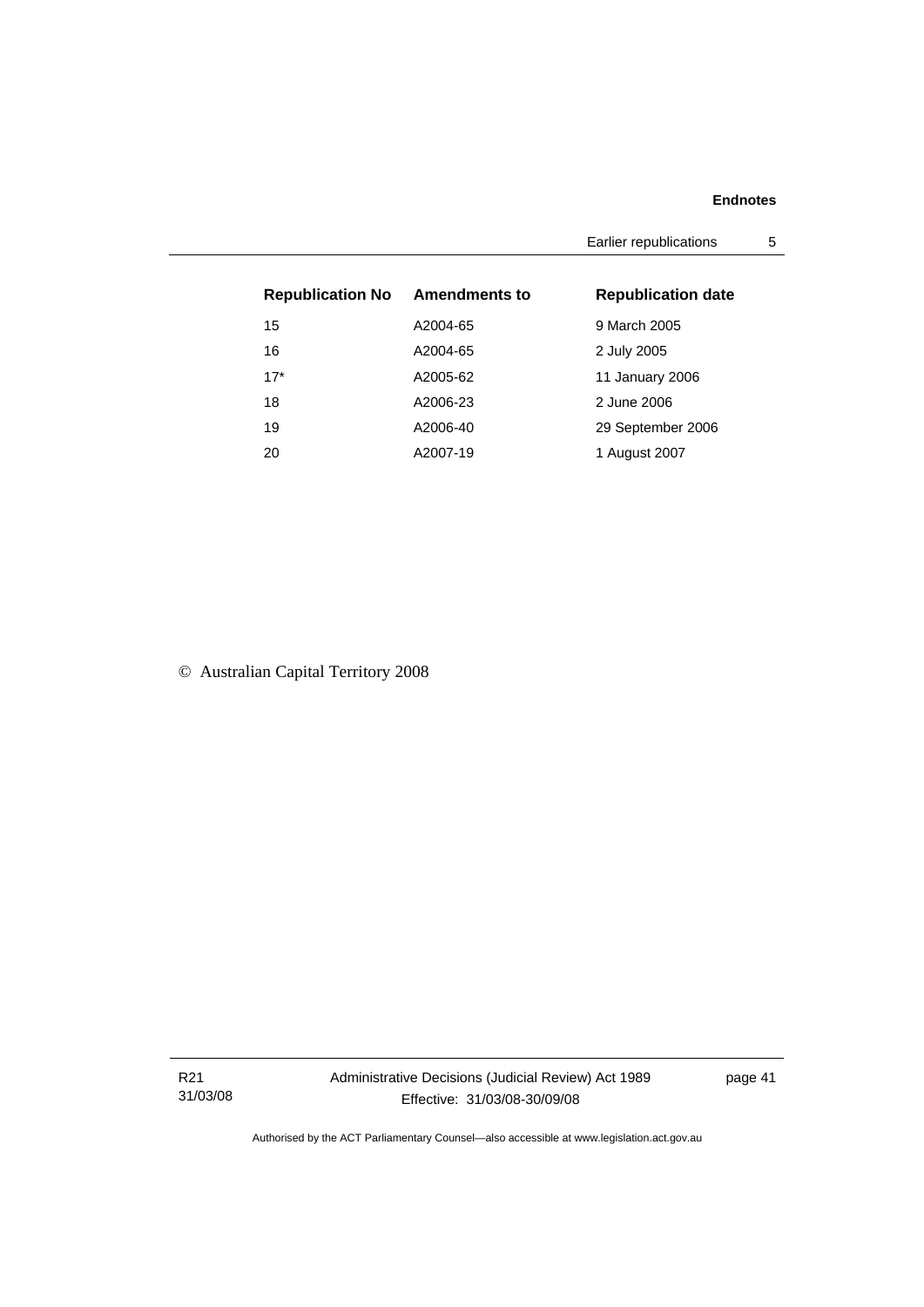| Republication No | Amendments to | Republication date |
|---|---|---|
| 15 | A2004-65 | 9 March 2005 |
| 16 | A2004-65 | 2 July 2005 |
| 17* | A2005-62 | 11 January 2006 |
| 18 | A2006-23 | 2 June 2006 |
| 19 | A2006-40 | 29 September 2006 |
| 20 | A2007-19 | 1 August 2007 |

© Australian Capital Territory 2008